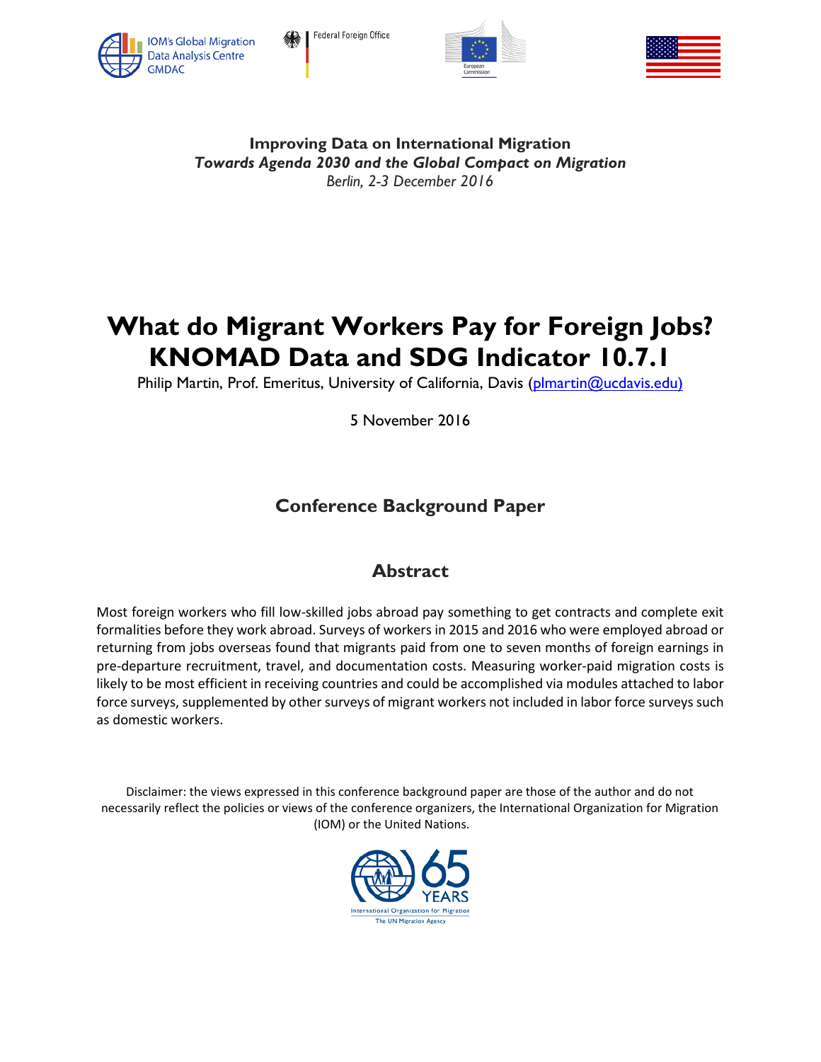IOM's Global Migration Data Analysis Centre GMDAC

Federal Foreign Office

European Commission

**Improving Data on International Migration**
***Towards Agenda 2030 and the Global Compact on Migration***
*Berlin, 2-3 December 2016*

# What do Migrant Workers Pay for Foreign Jobs? KNOMAD Data and SDG Indicator 10.7.1

Philip Martin, Prof. Emeritus, University of California, Davis (plmartin@ucdavis.edu)

5 November 2016

## Conference Background Paper

## Abstract

Most foreign workers who fill low-skilled jobs abroad pay something to get contracts and complete exit formalities before they work abroad. Surveys of workers in 2015 and 2016 who were employed abroad or returning from jobs overseas found that migrants paid from one to seven months of foreign earnings in pre-departure recruitment, travel, and documentation costs. Measuring worker-paid migration costs is likely to be most efficient in receiving countries and could be accomplished via modules attached to labor force surveys, supplemented by other surveys of migrant workers not included in labor force surveys such as domestic workers.

Disclaimer: the views expressed in this conference background paper are those of the author and do not necessarily reflect the policies or views of the conference organizers, the International Organization for Migration (IOM) or the United Nations.

65 YEARS
International Organization for Migration
The UN Migration Agency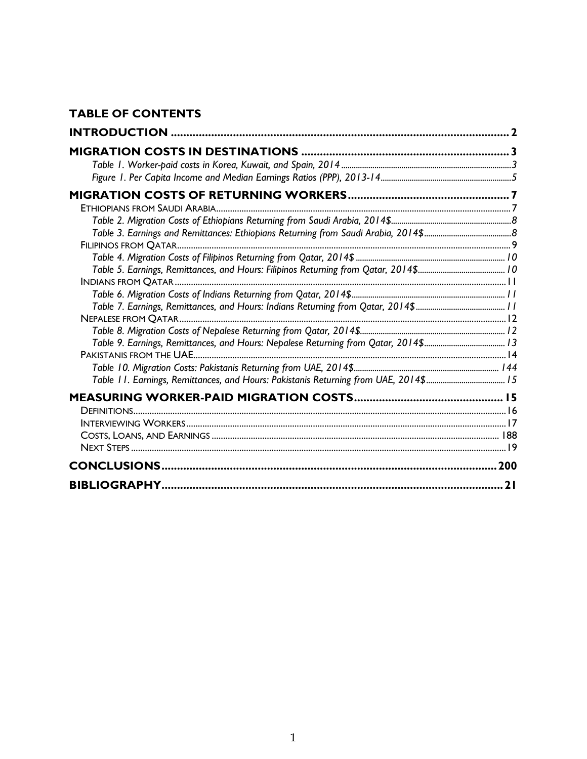**TABLE OF CONTENTS**

**INTRODUCTION** ........................................................................................................ 2

**MIGRATION COSTS IN DESTINATIONS** .................................................................. 3

*Table 1. Worker-paid costs in Korea, Kuwait, and Spain, 2014* ........................................ 3

*Figure 1. Per Capita Income and Median Earnings Ratios (PPP), 2013-14* ........................ 5

**MIGRATION COSTS OF RETURNING WORKERS** .................................................... 7

ETHIOPIANS FROM SAUDI ARABIA ................................................................................ 7

*Table 2. Migration Costs of Ethiopians Returning from Saudi Arabia, 2014$* ..................... 8

*Table 3. Earnings and Remittances: Ethiopians Returning from Saudi Arabia, 2014$* .......... 8

FILIPINOS FROM QATAR ................................................................................................ 9

*Table 4. Migration Costs of Filipinos Returning from Qatar, 2014$* ................................ 10

*Table 5. Earnings, Remittances, and Hours: Filipinos Returning from Qatar, 2014$* ......... 10

INDIANS FROM QATAR ................................................................................................ 11

*Table 6. Migration Costs of Indians Returning from Qatar, 2014$* .................................. 11

*Table 7. Earnings, Remittances, and Hours: Indians Returning from Qatar, 2014$* .......... 11

NEPALESE FROM QATAR .............................................................................................. 12

*Table 8. Migration Costs of Nepalese Returning from Qatar, 2014$* ............................... 12

*Table 9. Earnings, Remittances, and Hours: Nepalese Returning from Qatar, 2014$* ........ 13

PAKISTANIS FROM THE UAE ........................................................................................ 14

*Table 10. Migration Costs: Pakistanis Returning from UAE, 2014$* ................................ 144

*Table 11. Earnings, Remittances, and Hours: Pakistanis Returning from UAE, 2014$* ...... 15

**MEASURING WORKER-PAID MIGRATION COSTS** ................................................ 15

DEFINITIONS ............................................................................................................... 16

INTERVIEWING WORKERS ........................................................................................... 17

COSTS, LOANS, AND EARNINGS ................................................................................. 188

NEXT STEPS ................................................................................................................ 19

**CONCLUSIONS** ....................................................................................................... 200

**BIBLIOGRAPHY** ....................................................................................................... 21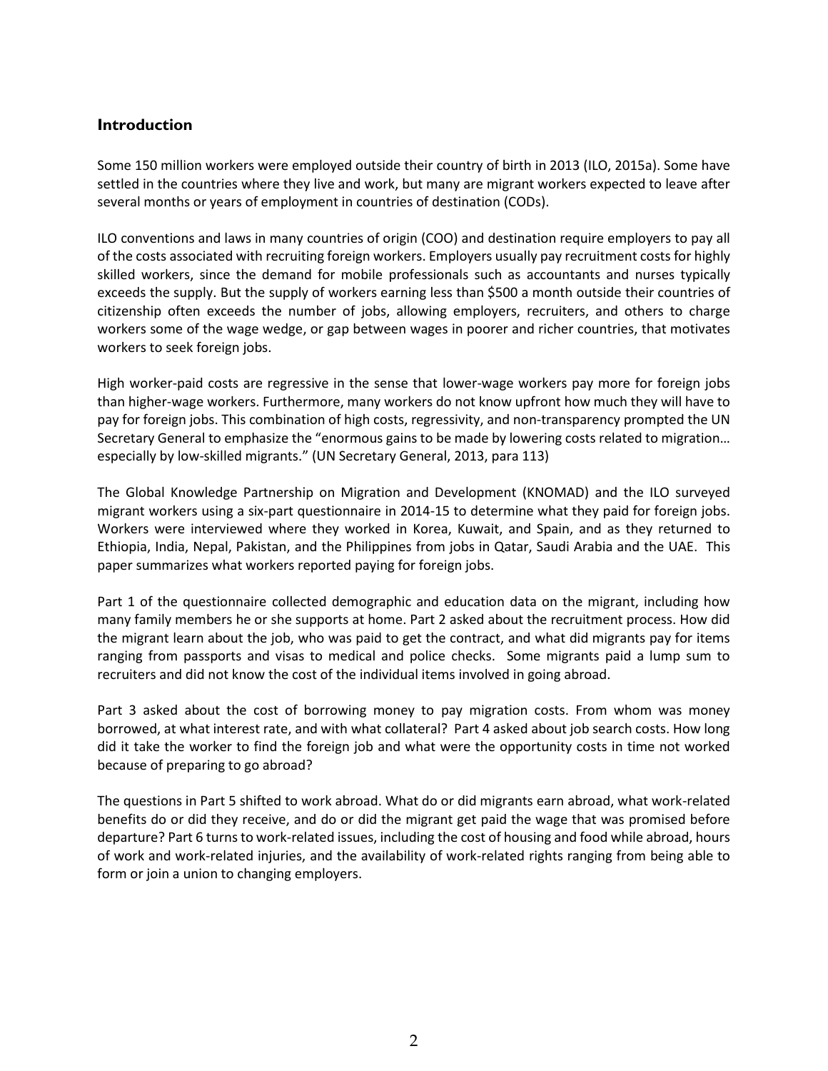## Introduction

Some 150 million workers were employed outside their country of birth in 2013 (ILO, 2015a). Some have settled in the countries where they live and work, but many are migrant workers expected to leave after several months or years of employment in countries of destination (CODs).

ILO conventions and laws in many countries of origin (COO) and destination require employers to pay all of the costs associated with recruiting foreign workers. Employers usually pay recruitment costs for highly skilled workers, since the demand for mobile professionals such as accountants and nurses typically exceeds the supply. But the supply of workers earning less than $500 a month outside their countries of citizenship often exceeds the number of jobs, allowing employers, recruiters, and others to charge workers some of the wage wedge, or gap between wages in poorer and richer countries, that motivates workers to seek foreign jobs.

High worker-paid costs are regressive in the sense that lower-wage workers pay more for foreign jobs than higher-wage workers. Furthermore, many workers do not know upfront how much they will have to pay for foreign jobs. This combination of high costs, regressivity, and non-transparency prompted the UN Secretary General to emphasize the "enormous gains to be made by lowering costs related to migration… especially by low-skilled migrants." (UN Secretary General, 2013, para 113)

The Global Knowledge Partnership on Migration and Development (KNOMAD) and the ILO surveyed migrant workers using a six-part questionnaire in 2014-15 to determine what they paid for foreign jobs. Workers were interviewed where they worked in Korea, Kuwait, and Spain, and as they returned to Ethiopia, India, Nepal, Pakistan, and the Philippines from jobs in Qatar, Saudi Arabia and the UAE. This paper summarizes what workers reported paying for foreign jobs.

Part 1 of the questionnaire collected demographic and education data on the migrant, including how many family members he or she supports at home. Part 2 asked about the recruitment process. How did the migrant learn about the job, who was paid to get the contract, and what did migrants pay for items ranging from passports and visas to medical and police checks. Some migrants paid a lump sum to recruiters and did not know the cost of the individual items involved in going abroad.

Part 3 asked about the cost of borrowing money to pay migration costs. From whom was money borrowed, at what interest rate, and with what collateral? Part 4 asked about job search costs. How long did it take the worker to find the foreign job and what were the opportunity costs in time not worked because of preparing to go abroad?

The questions in Part 5 shifted to work abroad. What do or did migrants earn abroad, what work-related benefits do or did they receive, and do or did the migrant get paid the wage that was promised before departure? Part 6 turns to work-related issues, including the cost of housing and food while abroad, hours of work and work-related injuries, and the availability of work-related rights ranging from being able to form or join a union to changing employers.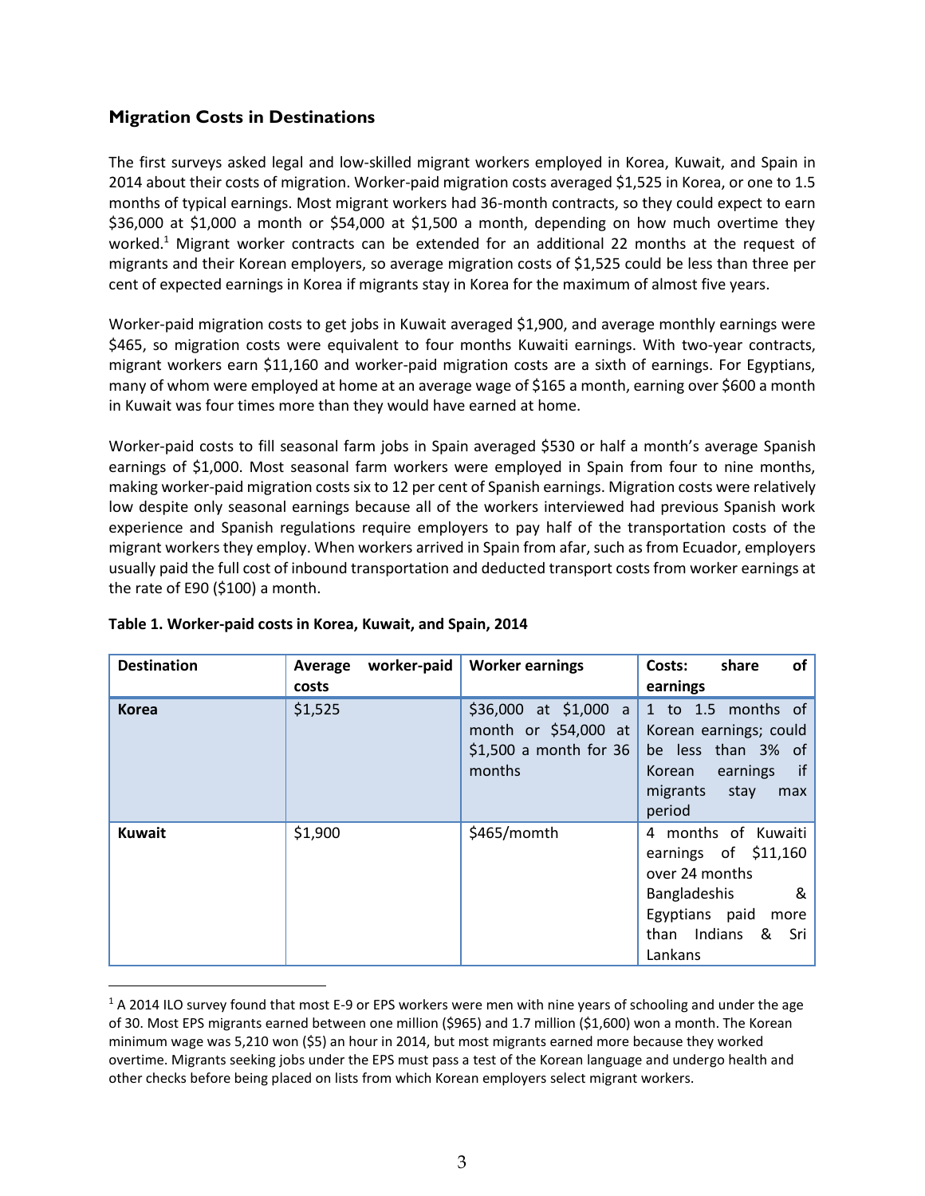## Migration Costs in Destinations

The first surveys asked legal and low-skilled migrant workers employed in Korea, Kuwait, and Spain in 2014 about their costs of migration. Worker-paid migration costs averaged $1,525 in Korea, or one to 1.5 months of typical earnings. Most migrant workers had 36-month contracts, so they could expect to earn $36,000 at $1,000 a month or $54,000 at $1,500 a month, depending on how much overtime they worked.[1] Migrant worker contracts can be extended for an additional 22 months at the request of migrants and their Korean employers, so average migration costs of $1,525 could be less than three per cent of expected earnings in Korea if migrants stay in Korea for the maximum of almost five years.

Worker-paid migration costs to get jobs in Kuwait averaged $1,900, and average monthly earnings were $465, so migration costs were equivalent to four months Kuwaiti earnings. With two-year contracts, migrant workers earn $11,160 and worker-paid migration costs are a sixth of earnings. For Egyptians, many of whom were employed at home at an average wage of $165 a month, earning over $600 a month in Kuwait was four times more than they would have earned at home.

Worker-paid costs to fill seasonal farm jobs in Spain averaged $530 or half a month's average Spanish earnings of $1,000. Most seasonal farm workers were employed in Spain from four to nine months, making worker-paid migration costs six to 12 per cent of Spanish earnings. Migration costs were relatively low despite only seasonal earnings because all of the workers interviewed had previous Spanish work experience and Spanish regulations require employers to pay half of the transportation costs of the migrant workers they employ. When workers arrived in Spain from afar, such as from Ecuador, employers usually paid the full cost of inbound transportation and deducted transport costs from worker earnings at the rate of E90 ($100) a month.

**Table 1. Worker-paid costs in Korea, Kuwait, and Spain, 2014**

| Destination | Average worker-paid costs | Worker earnings | Costs: share of earnings |
|---|---|---|---|
| **Korea** | $1,525 | $36,000 at $1,000 a month or $54,000 at $1,500 a month for 36 months | 1 to 1.5 months of Korean earnings; could be less than 3% of Korean earnings if migrants stay max period |
| **Kuwait** | $1,900 | $465/momth | 4 months of Kuwaiti earnings of $11,160 over 24 months Bangladeshis & Egyptians paid more than Indians & Sri Lankans |

[1] A 2014 ILO survey found that most E-9 or EPS workers were men with nine years of schooling and under the age of 30. Most EPS migrants earned between one million ($965) and 1.7 million ($1,600) won a month. The Korean minimum wage was 5,210 won ($5) an hour in 2014, but most migrants earned more because they worked overtime. Migrants seeking jobs under the EPS must pass a test of the Korean language and undergo health and other checks before being placed on lists from which Korean employers select migrant workers.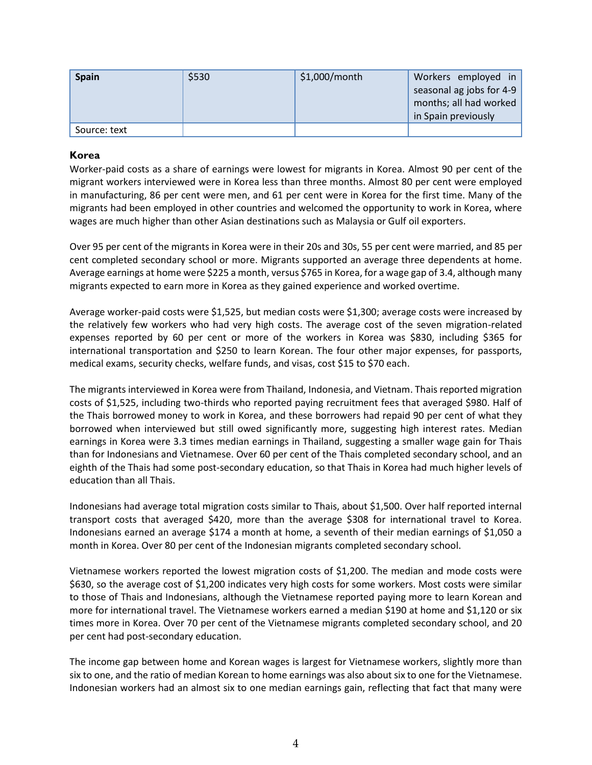| Spain | $530 | $1,000/month | Workers employed in seasonal ag jobs for 4-9 months; all had worked in Spain previously |
| --- | --- | --- | --- |
| Source: text | | | |

### Korea

Worker-paid costs as a share of earnings were lowest for migrants in Korea. Almost 90 per cent of the migrant workers interviewed were in Korea less than three months. Almost 80 per cent were employed in manufacturing, 86 per cent were men, and 61 per cent were in Korea for the first time. Many of the migrants had been employed in other countries and welcomed the opportunity to work in Korea, where wages are much higher than other Asian destinations such as Malaysia or Gulf oil exporters.

Over 95 per cent of the migrants in Korea were in their 20s and 30s, 55 per cent were married, and 85 per cent completed secondary school or more. Migrants supported an average three dependents at home. Average earnings at home were $225 a month, versus $765 in Korea, for a wage gap of 3.4, although many migrants expected to earn more in Korea as they gained experience and worked overtime.

Average worker-paid costs were $1,525, but median costs were $1,300; average costs were increased by the relatively few workers who had very high costs. The average cost of the seven migration-related expenses reported by 60 per cent or more of the workers in Korea was $830, including $365 for international transportation and $250 to learn Korean. The four other major expenses, for passports, medical exams, security checks, welfare funds, and visas, cost $15 to $70 each.

The migrants interviewed in Korea were from Thailand, Indonesia, and Vietnam. Thais reported migration costs of $1,525, including two-thirds who reported paying recruitment fees that averaged $980. Half of the Thais borrowed money to work in Korea, and these borrowers had repaid 90 per cent of what they borrowed when interviewed but still owed significantly more, suggesting high interest rates. Median earnings in Korea were 3.3 times median earnings in Thailand, suggesting a smaller wage gain for Thais than for Indonesians and Vietnamese. Over 60 per cent of the Thais completed secondary school, and an eighth of the Thais had some post-secondary education, so that Thais in Korea had much higher levels of education than all Thais.

Indonesians had average total migration costs similar to Thais, about $1,500. Over half reported internal transport costs that averaged $420, more than the average $308 for international travel to Korea. Indonesians earned an average $174 a month at home, a seventh of their median earnings of $1,050 a month in Korea. Over 80 per cent of the Indonesian migrants completed secondary school.

Vietnamese workers reported the lowest migration costs of $1,200. The median and mode costs were $630, so the average cost of $1,200 indicates very high costs for some workers. Most costs were similar to those of Thais and Indonesians, although the Vietnamese reported paying more to learn Korean and more for international travel. The Vietnamese workers earned a median $190 at home and $1,120 or six times more in Korea. Over 70 per cent of the Vietnamese migrants completed secondary school, and 20 per cent had post-secondary education.

The income gap between home and Korean wages is largest for Vietnamese workers, slightly more than six to one, and the ratio of median Korean to home earnings was also about six to one for the Vietnamese. Indonesian workers had an almost six to one median earnings gain, reflecting that fact that many were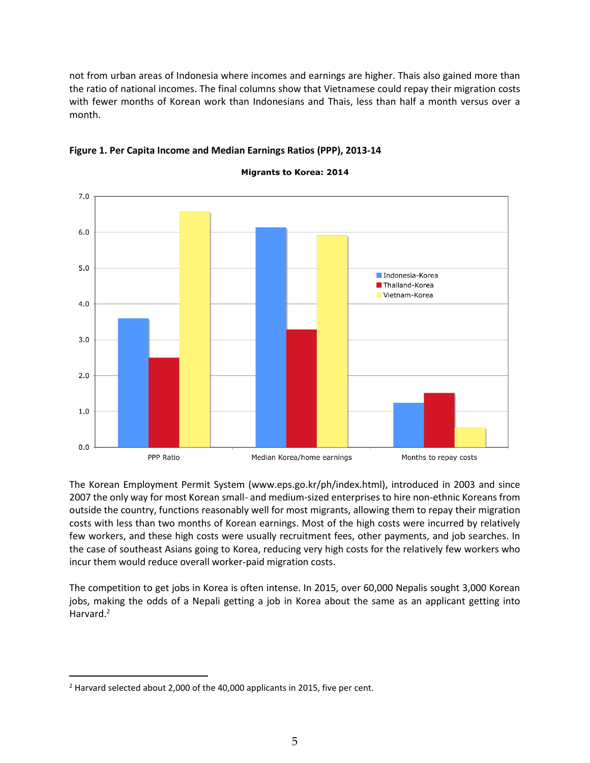not from urban areas of Indonesia where incomes and earnings are higher. Thais also gained more than the ratio of national incomes. The final columns show that Vietnamese could repay their migration costs with fewer months of Korean work than Indonesians and Thais, less than half a month versus over a month.

**Figure 1. Per Capita Income and Median Earnings Ratios (PPP), 2013-14**

The Korean Employment Permit System (www.eps.go.kr/ph/index.html), introduced in 2003 and since 2007 the only way for most Korean small- and medium-sized enterprises to hire non-ethnic Koreans from outside the country, functions reasonably well for most migrants, allowing them to repay their migration costs with less than two months of Korean earnings. Most of the high costs were incurred by relatively few workers, and these high costs were usually recruitment fees, other payments, and job searches. In the case of southeast Asians going to Korea, reducing very high costs for the relatively few workers who incur them would reduce overall worker-paid migration costs.

The competition to get jobs in Korea is often intense. In 2015, over 60,000 Nepalis sought 3,000 Korean jobs, making the odds of a Nepali getting a job in Korea about the same as an applicant getting into Harvard.[2]

---

[2] Harvard selected about 2,000 of the 40,000 applicants in 2015, five per cent.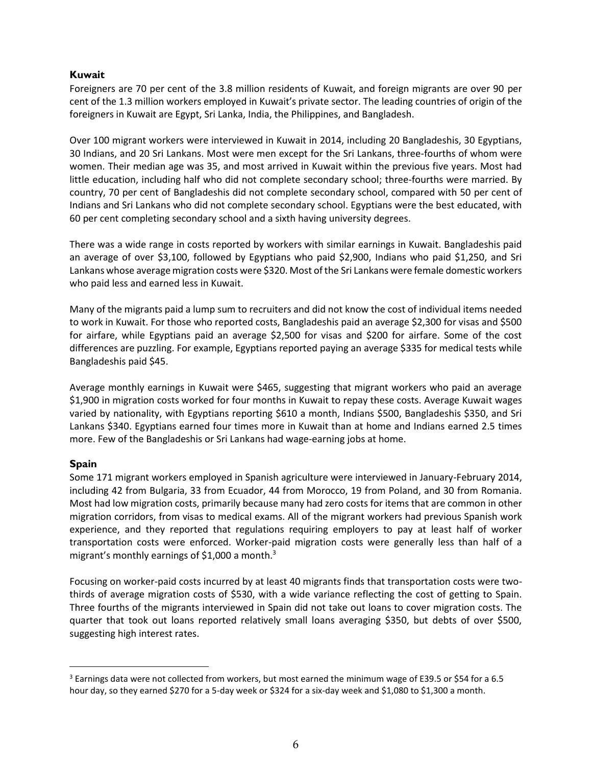### Kuwait

Foreigners are 70 per cent of the 3.8 million residents of Kuwait, and foreign migrants are over 90 per cent of the 1.3 million workers employed in Kuwait's private sector. The leading countries of origin of the foreigners in Kuwait are Egypt, Sri Lanka, India, the Philippines, and Bangladesh.

Over 100 migrant workers were interviewed in Kuwait in 2014, including 20 Bangladeshis, 30 Egyptians, 30 Indians, and 20 Sri Lankans. Most were men except for the Sri Lankans, three-fourths of whom were women. Their median age was 35, and most arrived in Kuwait within the previous five years. Most had little education, including half who did not complete secondary school; three-fourths were married. By country, 70 per cent of Bangladeshis did not complete secondary school, compared with 50 per cent of Indians and Sri Lankans who did not complete secondary school. Egyptians were the best educated, with 60 per cent completing secondary school and a sixth having university degrees.

There was a wide range in costs reported by workers with similar earnings in Kuwait. Bangladeshis paid an average of over $3,100, followed by Egyptians who paid $2,900, Indians who paid $1,250, and Sri Lankans whose average migration costs were $320. Most of the Sri Lankans were female domestic workers who paid less and earned less in Kuwait.

Many of the migrants paid a lump sum to recruiters and did not know the cost of individual items needed to work in Kuwait. For those who reported costs, Bangladeshis paid an average $2,300 for visas and $500 for airfare, while Egyptians paid an average $2,500 for visas and $200 for airfare. Some of the cost differences are puzzling. For example, Egyptians reported paying an average $335 for medical tests while Bangladeshis paid $45.

Average monthly earnings in Kuwait were $465, suggesting that migrant workers who paid an average $1,900 in migration costs worked for four months in Kuwait to repay these costs. Average Kuwait wages varied by nationality, with Egyptians reporting $610 a month, Indians $500, Bangladeshis $350, and Sri Lankans $340. Egyptians earned four times more in Kuwait than at home and Indians earned 2.5 times more. Few of the Bangladeshis or Sri Lankans had wage-earning jobs at home.

### Spain

Some 171 migrant workers employed in Spanish agriculture were interviewed in January-February 2014, including 42 from Bulgaria, 33 from Ecuador, 44 from Morocco, 19 from Poland, and 30 from Romania. Most had low migration costs, primarily because many had zero costs for items that are common in other migration corridors, from visas to medical exams. All of the migrant workers had previous Spanish work experience, and they reported that regulations requiring employers to pay at least half of worker transportation costs were enforced. Worker-paid migration costs were generally less than half of a migrant's monthly earnings of $1,000 a month.[3]

Focusing on worker-paid costs incurred by at least 40 migrants finds that transportation costs were two-thirds of average migration costs of $530, with a wide variance reflecting the cost of getting to Spain. Three fourths of the migrants interviewed in Spain did not take out loans to cover migration costs. The quarter that took out loans reported relatively small loans averaging $350, but debts of over $500, suggesting high interest rates.

---

[3] Earnings data were not collected from workers, but most earned the minimum wage of E39.5 or $54 for a 6.5 hour day, so they earned $270 for a 5-day week or $324 for a six-day week and $1,080 to $1,300 a month.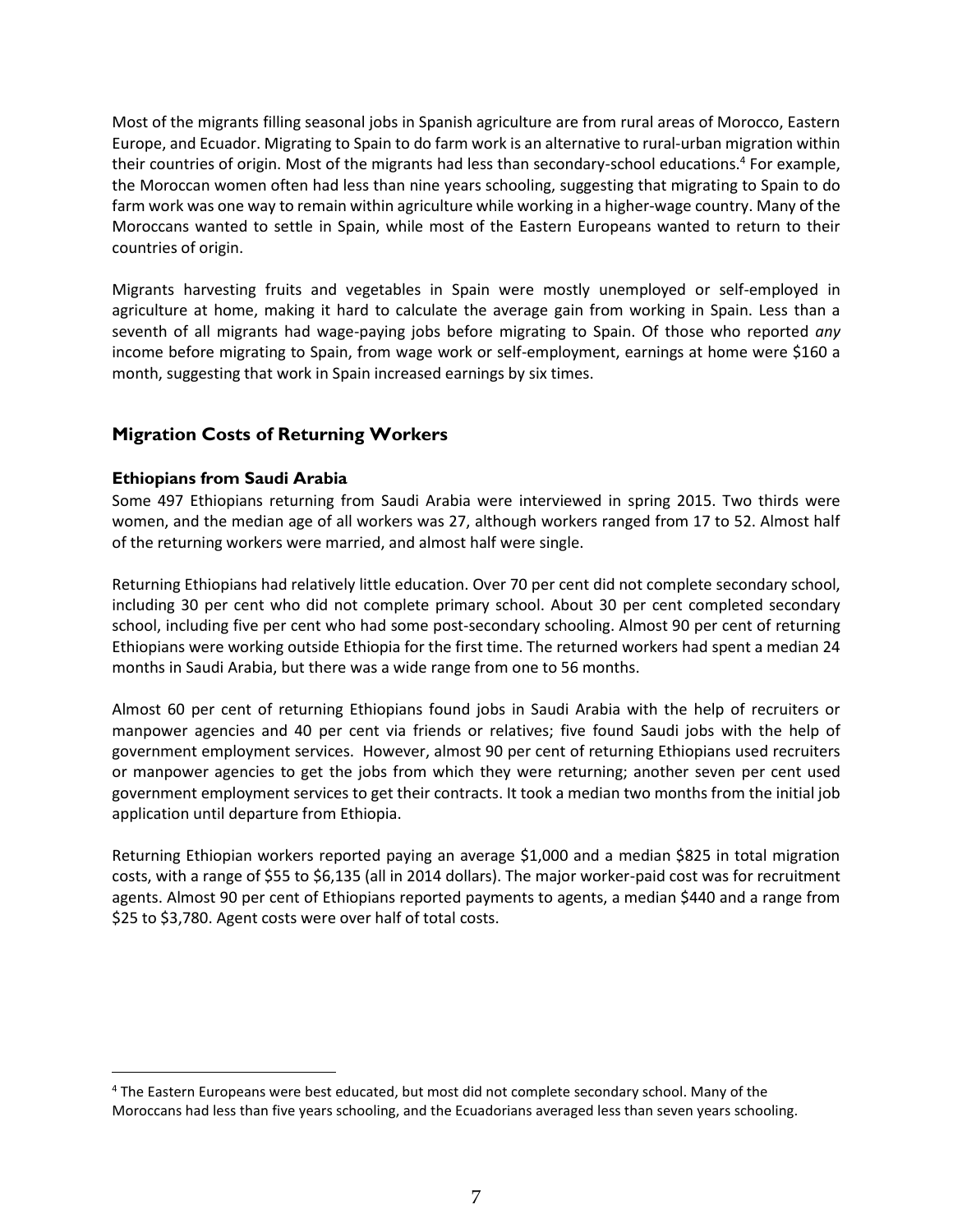Most of the migrants filling seasonal jobs in Spanish agriculture are from rural areas of Morocco, Eastern Europe, and Ecuador. Migrating to Spain to do farm work is an alternative to rural-urban migration within their countries of origin. Most of the migrants had less than secondary-school educations.[4] For example, the Moroccan women often had less than nine years schooling, suggesting that migrating to Spain to do farm work was one way to remain within agriculture while working in a higher-wage country. Many of the Moroccans wanted to settle in Spain, while most of the Eastern Europeans wanted to return to their countries of origin.

Migrants harvesting fruits and vegetables in Spain were mostly unemployed or self-employed in agriculture at home, making it hard to calculate the average gain from working in Spain. Less than a seventh of all migrants had wage-paying jobs before migrating to Spain. Of those who reported *any* income before migrating to Spain, from wage work or self-employment, earnings at home were $160 a month, suggesting that work in Spain increased earnings by six times.

## Migration Costs of Returning Workers

### Ethiopians from Saudi Arabia

Some 497 Ethiopians returning from Saudi Arabia were interviewed in spring 2015. Two thirds were women, and the median age of all workers was 27, although workers ranged from 17 to 52. Almost half of the returning workers were married, and almost half were single.

Returning Ethiopians had relatively little education. Over 70 per cent did not complete secondary school, including 30 per cent who did not complete primary school. About 30 per cent completed secondary school, including five per cent who had some post-secondary schooling. Almost 90 per cent of returning Ethiopians were working outside Ethiopia for the first time. The returned workers had spent a median 24 months in Saudi Arabia, but there was a wide range from one to 56 months.

Almost 60 per cent of returning Ethiopians found jobs in Saudi Arabia with the help of recruiters or manpower agencies and 40 per cent via friends or relatives; five found Saudi jobs with the help of government employment services. However, almost 90 per cent of returning Ethiopians used recruiters or manpower agencies to get the jobs from which they were returning; another seven per cent used government employment services to get their contracts. It took a median two months from the initial job application until departure from Ethiopia.

Returning Ethiopian workers reported paying an average $1,000 and a median $825 in total migration costs, with a range of $55 to $6,135 (all in 2014 dollars). The major worker-paid cost was for recruitment agents. Almost 90 per cent of Ethiopians reported payments to agents, a median $440 and a range from $25 to $3,780. Agent costs were over half of total costs.

---

[4] The Eastern Europeans were best educated, but most did not complete secondary school. Many of the Moroccans had less than five years schooling, and the Ecuadorians averaged less than seven years schooling.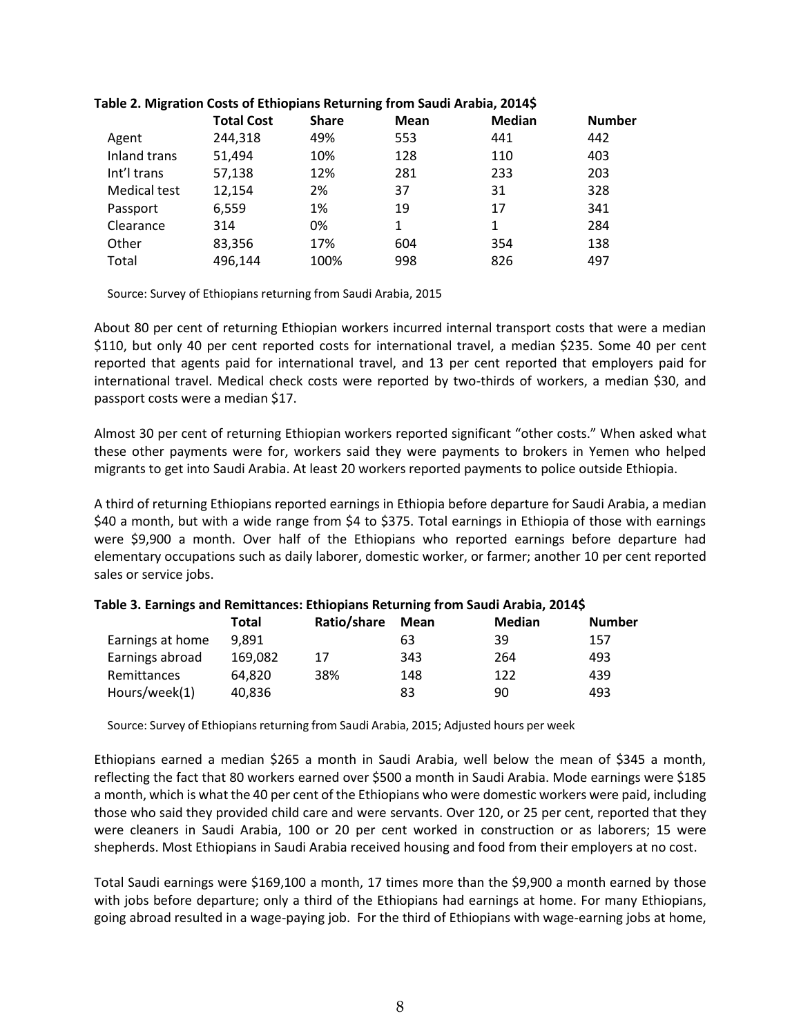**Table 2. Migration Costs of Ethiopians Returning from Saudi Arabia, 2014$**

| | Total Cost | Share | Mean | Median | Number |
|---|---|---|---|---|---|
| Agent | 244,318 | 49% | 553 | 441 | 442 |
| Inland trans | 51,494 | 10% | 128 | 110 | 403 |
| Int'l trans | 57,138 | 12% | 281 | 233 | 203 |
| Medical test | 12,154 | 2% | 37 | 31 | 328 |
| Passport | 6,559 | 1% | 19 | 17 | 341 |
| Clearance | 314 | 0% | 1 | 1 | 284 |
| Other | 83,356 | 17% | 604 | 354 | 138 |
| Total | 496,144 | 100% | 998 | 826 | 497 |

Source: Survey of Ethiopians returning from Saudi Arabia, 2015

About 80 per cent of returning Ethiopian workers incurred internal transport costs that were a median $110, but only 40 per cent reported costs for international travel, a median $235. Some 40 per cent reported that agents paid for international travel, and 13 per cent reported that employers paid for international travel. Medical check costs were reported by two-thirds of workers, a median $30, and passport costs were a median $17.

Almost 30 per cent of returning Ethiopian workers reported significant "other costs." When asked what these other payments were for, workers said they were payments to brokers in Yemen who helped migrants to get into Saudi Arabia. At least 20 workers reported payments to police outside Ethiopia.

A third of returning Ethiopians reported earnings in Ethiopia before departure for Saudi Arabia, a median $40 a month, but with a wide range from $4 to $375. Total earnings in Ethiopia of those with earnings were $9,900 a month. Over half of the Ethiopians who reported earnings before departure had elementary occupations such as daily laborer, domestic worker, or farmer; another 10 per cent reported sales or service jobs.

**Table 3. Earnings and Remittances: Ethiopians Returning from Saudi Arabia, 2014$**

| | Total | Ratio/share | Mean | Median | Number |
|---|---|---|---|---|---|
| Earnings at home | 9,891 | | 63 | 39 | 157 |
| Earnings abroad | 169,082 | 17 | 343 | 264 | 493 |
| Remittances | 64,820 | 38% | 148 | 122 | 439 |
| Hours/week(1) | 40,836 | | 83 | 90 | 493 |

Source: Survey of Ethiopians returning from Saudi Arabia, 2015; Adjusted hours per week

Ethiopians earned a median $265 a month in Saudi Arabia, well below the mean of $345 a month, reflecting the fact that 80 workers earned over $500 a month in Saudi Arabia. Mode earnings were $185 a month, which is what the 40 per cent of the Ethiopians who were domestic workers were paid, including those who said they provided child care and were servants. Over 120, or 25 per cent, reported that they were cleaners in Saudi Arabia, 100 or 20 per cent worked in construction or as laborers; 15 were shepherds. Most Ethiopians in Saudi Arabia received housing and food from their employers at no cost.

Total Saudi earnings were $169,100 a month, 17 times more than the $9,900 a month earned by those with jobs before departure; only a third of the Ethiopians had earnings at home. For many Ethiopians, going abroad resulted in a wage-paying job. For the third of Ethiopians with wage-earning jobs at home,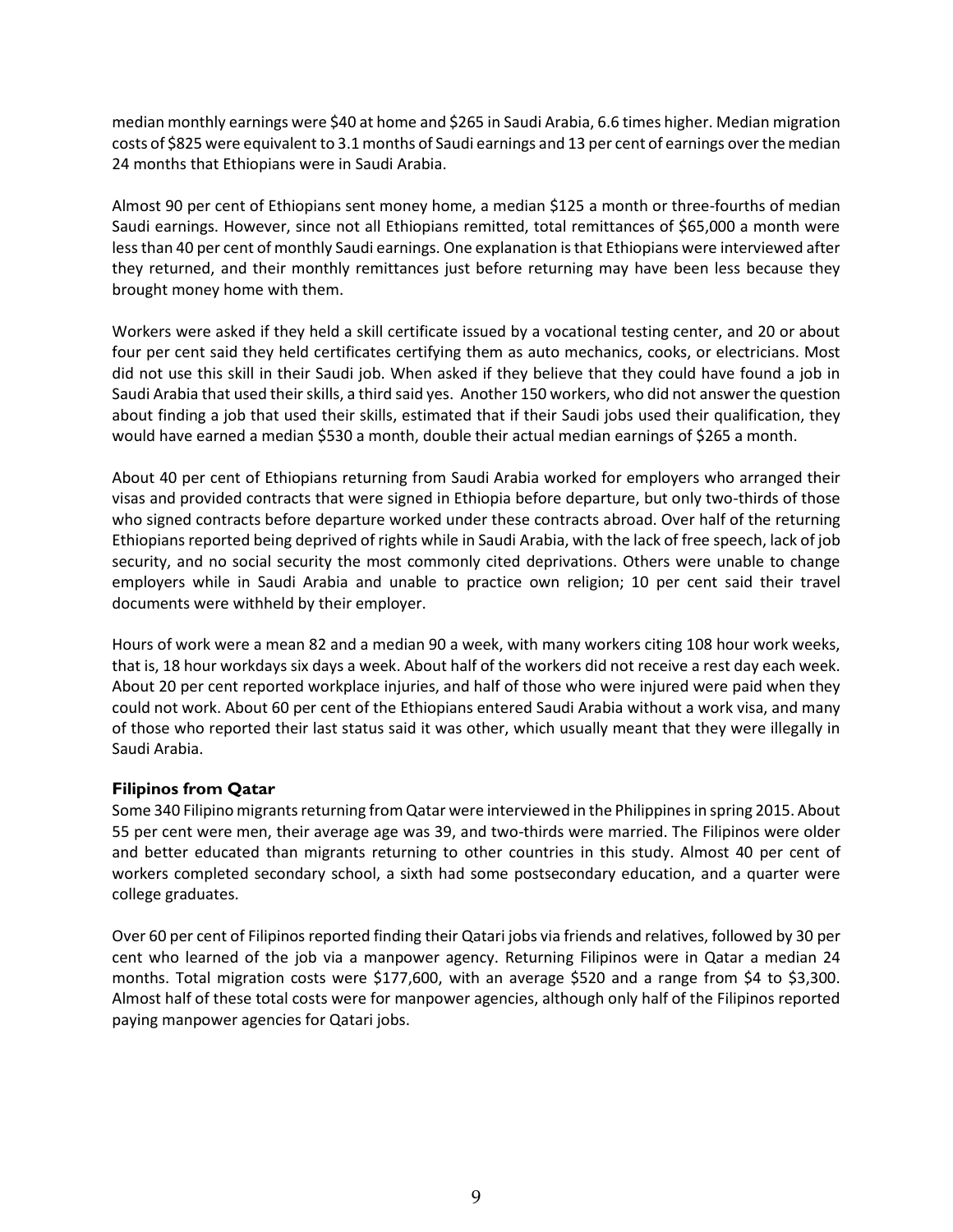median monthly earnings were $40 at home and $265 in Saudi Arabia, 6.6 times higher. Median migration costs of $825 were equivalent to 3.1 months of Saudi earnings and 13 per cent of earnings over the median 24 months that Ethiopians were in Saudi Arabia.

Almost 90 per cent of Ethiopians sent money home, a median $125 a month or three-fourths of median Saudi earnings. However, since not all Ethiopians remitted, total remittances of $65,000 a month were less than 40 per cent of monthly Saudi earnings. One explanation is that Ethiopians were interviewed after they returned, and their monthly remittances just before returning may have been less because they brought money home with them.

Workers were asked if they held a skill certificate issued by a vocational testing center, and 20 or about four per cent said they held certificates certifying them as auto mechanics, cooks, or electricians. Most did not use this skill in their Saudi job. When asked if they believe that they could have found a job in Saudi Arabia that used their skills, a third said yes. Another 150 workers, who did not answer the question about finding a job that used their skills, estimated that if their Saudi jobs used their qualification, they would have earned a median $530 a month, double their actual median earnings of $265 a month.

About 40 per cent of Ethiopians returning from Saudi Arabia worked for employers who arranged their visas and provided contracts that were signed in Ethiopia before departure, but only two-thirds of those who signed contracts before departure worked under these contracts abroad. Over half of the returning Ethiopians reported being deprived of rights while in Saudi Arabia, with the lack of free speech, lack of job security, and no social security the most commonly cited deprivations. Others were unable to change employers while in Saudi Arabia and unable to practice own religion; 10 per cent said their travel documents were withheld by their employer.

Hours of work were a mean 82 and a median 90 a week, with many workers citing 108 hour work weeks, that is, 18 hour workdays six days a week. About half of the workers did not receive a rest day each week. About 20 per cent reported workplace injuries, and half of those who were injured were paid when they could not work. About 60 per cent of the Ethiopians entered Saudi Arabia without a work visa, and many of those who reported their last status said it was other, which usually meant that they were illegally in Saudi Arabia.

### Filipinos from Qatar

Some 340 Filipino migrants returning from Qatar were interviewed in the Philippines in spring 2015. About 55 per cent were men, their average age was 39, and two-thirds were married. The Filipinos were older and better educated than migrants returning to other countries in this study. Almost 40 per cent of workers completed secondary school, a sixth had some postsecondary education, and a quarter were college graduates.

Over 60 per cent of Filipinos reported finding their Qatari jobs via friends and relatives, followed by 30 per cent who learned of the job via a manpower agency. Returning Filipinos were in Qatar a median 24 months. Total migration costs were $177,600, with an average $520 and a range from $4 to $3,300. Almost half of these total costs were for manpower agencies, although only half of the Filipinos reported paying manpower agencies for Qatari jobs.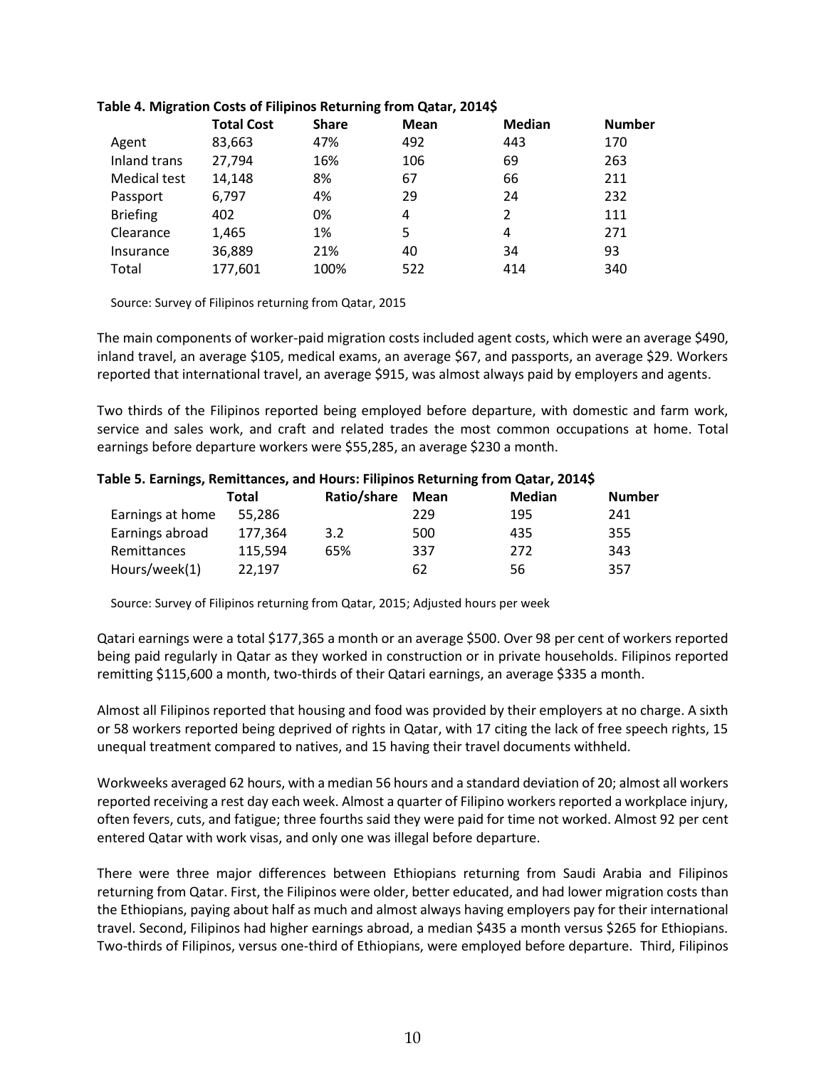**Table 4. Migration Costs of Filipinos Returning from Qatar, 2014$**

| | Total Cost | Share | Mean | Median | Number |
|---|---|---|---|---|---|
| Agent | 83,663 | 47% | 492 | 443 | 170 |
| Inland trans | 27,794 | 16% | 106 | 69 | 263 |
| Medical test | 14,148 | 8% | 67 | 66 | 211 |
| Passport | 6,797 | 4% | 29 | 24 | 232 |
| Briefing | 402 | 0% | 4 | 2 | 111 |
| Clearance | 1,465 | 1% | 5 | 4 | 271 |
| Insurance | 36,889 | 21% | 40 | 34 | 93 |
| Total | 177,601 | 100% | 522 | 414 | 340 |

Source: Survey of Filipinos returning from Qatar, 2015

The main components of worker-paid migration costs included agent costs, which were an average $490, inland travel, an average $105, medical exams, an average $67, and passports, an average $29. Workers reported that international travel, an average $915, was almost always paid by employers and agents.

Two thirds of the Filipinos reported being employed before departure, with domestic and farm work, service and sales work, and craft and related trades the most common occupations at home. Total earnings before departure workers were $55,285, an average $230 a month.

**Table 5. Earnings, Remittances, and Hours: Filipinos Returning from Qatar, 2014$**

| | Total | Ratio/share | Mean | Median | Number |
|---|---|---|---|---|---|
| Earnings at home | 55,286 | | 229 | 195 | 241 |
| Earnings abroad | 177,364 | 3.2 | 500 | 435 | 355 |
| Remittances | 115,594 | 65% | 337 | 272 | 343 |
| Hours/week(1) | 22,197 | | 62 | 56 | 357 |

Source: Survey of Filipinos returning from Qatar, 2015; Adjusted hours per week

Qatari earnings were a total $177,365 a month or an average $500. Over 98 per cent of workers reported being paid regularly in Qatar as they worked in construction or in private households. Filipinos reported remitting $115,600 a month, two-thirds of their Qatari earnings, an average $335 a month.

Almost all Filipinos reported that housing and food was provided by their employers at no charge. A sixth or 58 workers reported being deprived of rights in Qatar, with 17 citing the lack of free speech rights, 15 unequal treatment compared to natives, and 15 having their travel documents withheld.

Workweeks averaged 62 hours, with a median 56 hours and a standard deviation of 20; almost all workers reported receiving a rest day each week. Almost a quarter of Filipino workers reported a workplace injury, often fevers, cuts, and fatigue; three fourths said they were paid for time not worked. Almost 92 per cent entered Qatar with work visas, and only one was illegal before departure.

There were three major differences between Ethiopians returning from Saudi Arabia and Filipinos returning from Qatar. First, the Filipinos were older, better educated, and had lower migration costs than the Ethiopians, paying about half as much and almost always having employers pay for their international travel. Second, Filipinos had higher earnings abroad, a median $435 a month versus $265 for Ethiopians. Two-thirds of Filipinos, versus one-third of Ethiopians, were employed before departure. Third, Filipinos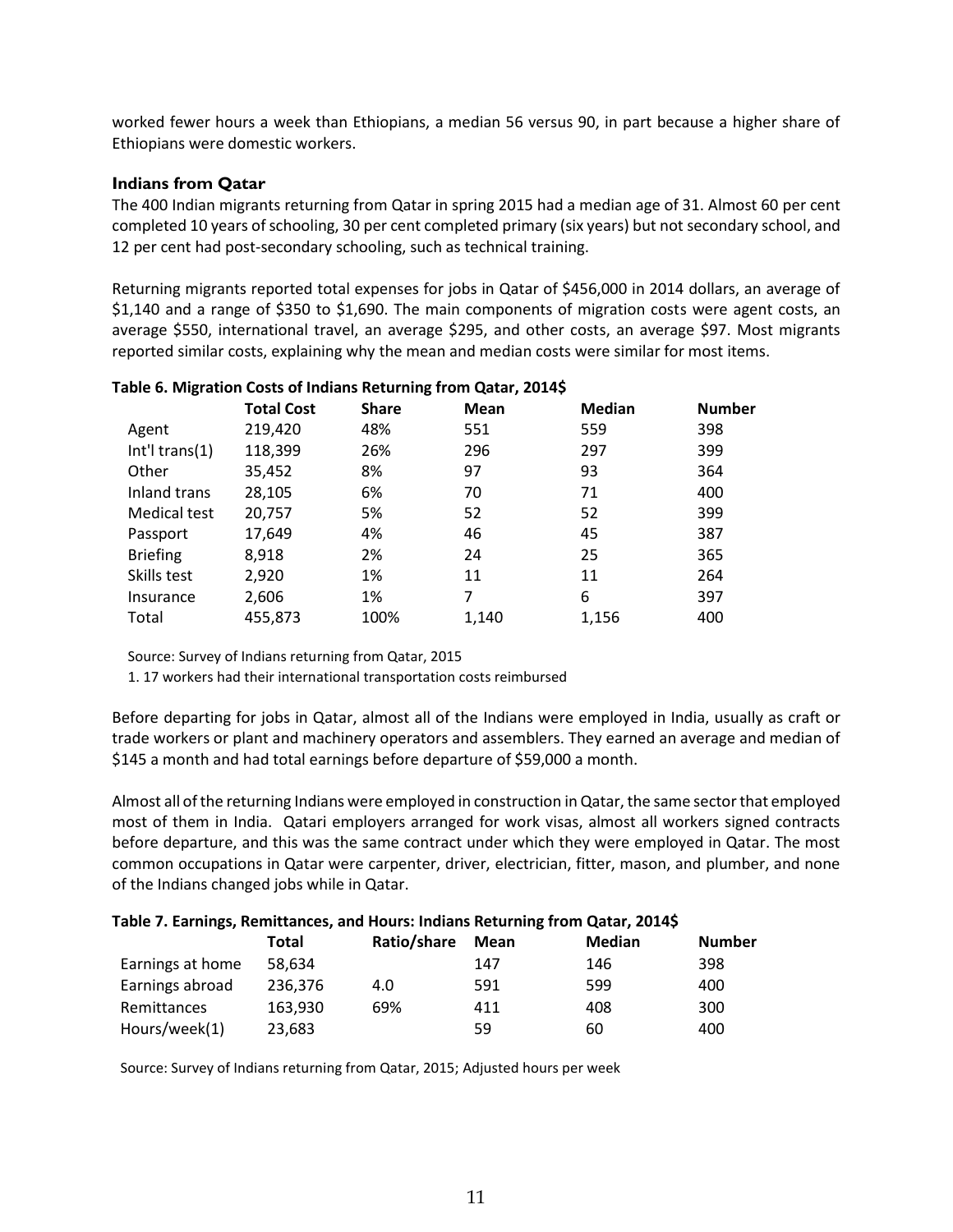worked fewer hours a week than Ethiopians, a median 56 versus 90, in part because a higher share of Ethiopians were domestic workers.

### Indians from Qatar

The 400 Indian migrants returning from Qatar in spring 2015 had a median age of 31. Almost 60 per cent completed 10 years of schooling, 30 per cent completed primary (six years) but not secondary school, and 12 per cent had post-secondary schooling, such as technical training.

Returning migrants reported total expenses for jobs in Qatar of $456,000 in 2014 dollars, an average of $1,140 and a range of $350 to $1,690. The main components of migration costs were agent costs, an average $550, international travel, an average $295, and other costs, an average $97. Most migrants reported similar costs, explaining why the mean and median costs were similar for most items.

**Table 6. Migration Costs of Indians Returning from Qatar, 2014$**

| | Total Cost | Share | Mean | Median | Number |
|---|---|---|---|---|---|
| Agent | 219,420 | 48% | 551 | 559 | 398 |
| Int'l trans(1) | 118,399 | 26% | 296 | 297 | 399 |
| Other | 35,452 | 8% | 97 | 93 | 364 |
| Inland trans | 28,105 | 6% | 70 | 71 | 400 |
| Medical test | 20,757 | 5% | 52 | 52 | 399 |
| Passport | 17,649 | 4% | 46 | 45 | 387 |
| Briefing | 8,918 | 2% | 24 | 25 | 365 |
| Skills test | 2,920 | 1% | 11 | 11 | 264 |
| Insurance | 2,606 | 1% | 7 | 6 | 397 |
| Total | 455,873 | 100% | 1,140 | 1,156 | 400 |

Source: Survey of Indians returning from Qatar, 2015

1. 17 workers had their international transportation costs reimbursed

Before departing for jobs in Qatar, almost all of the Indians were employed in India, usually as craft or trade workers or plant and machinery operators and assemblers. They earned an average and median of $145 a month and had total earnings before departure of $59,000 a month.

Almost all of the returning Indians were employed in construction in Qatar, the same sector that employed most of them in India. Qatari employers arranged for work visas, almost all workers signed contracts before departure, and this was the same contract under which they were employed in Qatar. The most common occupations in Qatar were carpenter, driver, electrician, fitter, mason, and plumber, and none of the Indians changed jobs while in Qatar.

**Table 7. Earnings, Remittances, and Hours: Indians Returning from Qatar, 2014$**

| | Total | Ratio/share | Mean | Median | Number |
|---|---|---|---|---|---|
| Earnings at home | 58,634 | | 147 | 146 | 398 |
| Earnings abroad | 236,376 | 4.0 | 591 | 599 | 400 |
| Remittances | 163,930 | 69% | 411 | 408 | 300 |
| Hours/week(1) | 23,683 | | 59 | 60 | 400 |

Source: Survey of Indians returning from Qatar, 2015; Adjusted hours per week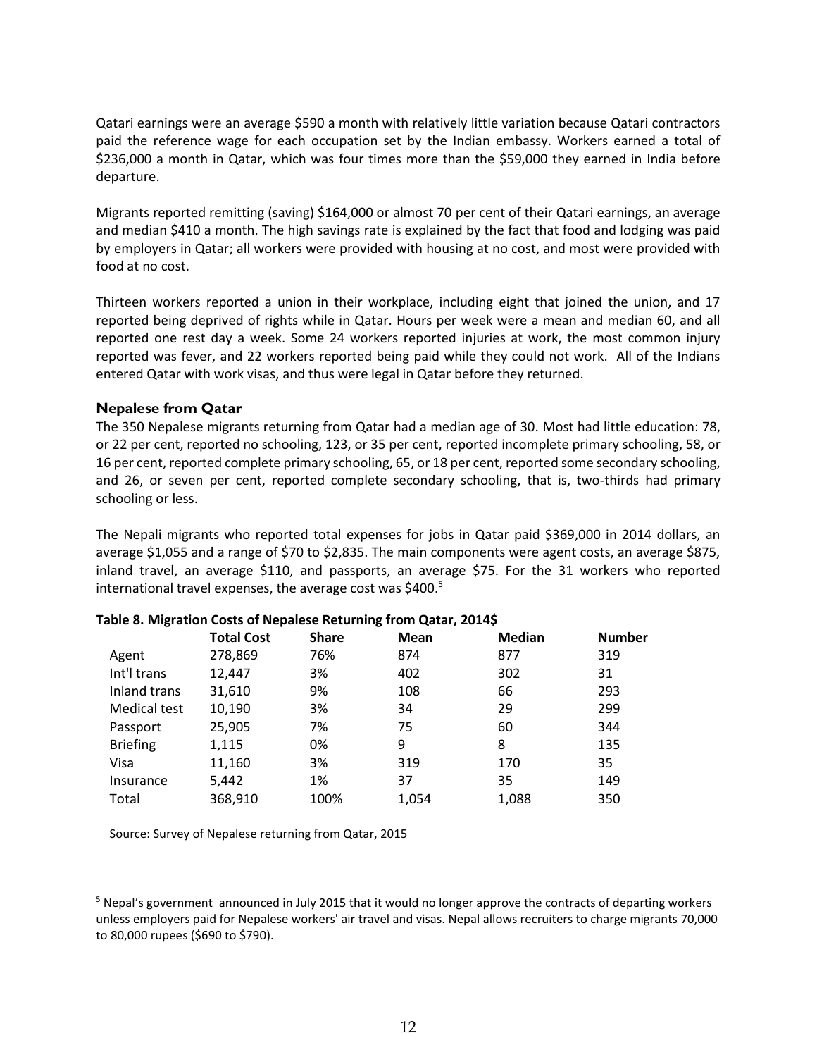Qatari earnings were an average $590 a month with relatively little variation because Qatari contractors paid the reference wage for each occupation set by the Indian embassy. Workers earned a total of $236,000 a month in Qatar, which was four times more than the $59,000 they earned in India before departure.

Migrants reported remitting (saving) $164,000 or almost 70 per cent of their Qatari earnings, an average and median $410 a month. The high savings rate is explained by the fact that food and lodging was paid by employers in Qatar; all workers were provided with housing at no cost, and most were provided with food at no cost.

Thirteen workers reported a union in their workplace, including eight that joined the union, and 17 reported being deprived of rights while in Qatar. Hours per week were a mean and median 60, and all reported one rest day a week. Some 24 workers reported injuries at work, the most common injury reported was fever, and 22 workers reported being paid while they could not work. All of the Indians entered Qatar with work visas, and thus were legal in Qatar before they returned.

### Nepalese from Qatar

The 350 Nepalese migrants returning from Qatar had a median age of 30. Most had little education: 78, or 22 per cent, reported no schooling, 123, or 35 per cent, reported incomplete primary schooling, 58, or 16 per cent, reported complete primary schooling, 65, or 18 per cent, reported some secondary schooling, and 26, or seven per cent, reported complete secondary schooling, that is, two-thirds had primary schooling or less.

The Nepali migrants who reported total expenses for jobs in Qatar paid $369,000 in 2014 dollars, an average $1,055 and a range of $70 to $2,835. The main components were agent costs, an average $875, inland travel, an average $110, and passports, an average $75. For the 31 workers who reported international travel expenses, the average cost was $400.[5]

**Table 8. Migration Costs of Nepalese Returning from Qatar, 2014$**

| | Total Cost | Share | Mean | Median | Number |
|---|---|---|---|---|---|
| Agent | 278,869 | 76% | 874 | 877 | 319 |
| Int'l trans | 12,447 | 3% | 402 | 302 | 31 |
| Inland trans | 31,610 | 9% | 108 | 66 | 293 |
| Medical test | 10,190 | 3% | 34 | 29 | 299 |
| Passport | 25,905 | 7% | 75 | 60 | 344 |
| Briefing | 1,115 | 0% | 9 | 8 | 135 |
| Visa | 11,160 | 3% | 319 | 170 | 35 |
| Insurance | 5,442 | 1% | 37 | 35 | 149 |
| Total | 368,910 | 100% | 1,054 | 1,088 | 350 |

Source: Survey of Nepalese returning from Qatar, 2015

[5] Nepal's government announced in July 2015 that it would no longer approve the contracts of departing workers unless employers paid for Nepalese workers' air travel and visas. Nepal allows recruiters to charge migrants 70,000 to 80,000 rupees ($690 to $790).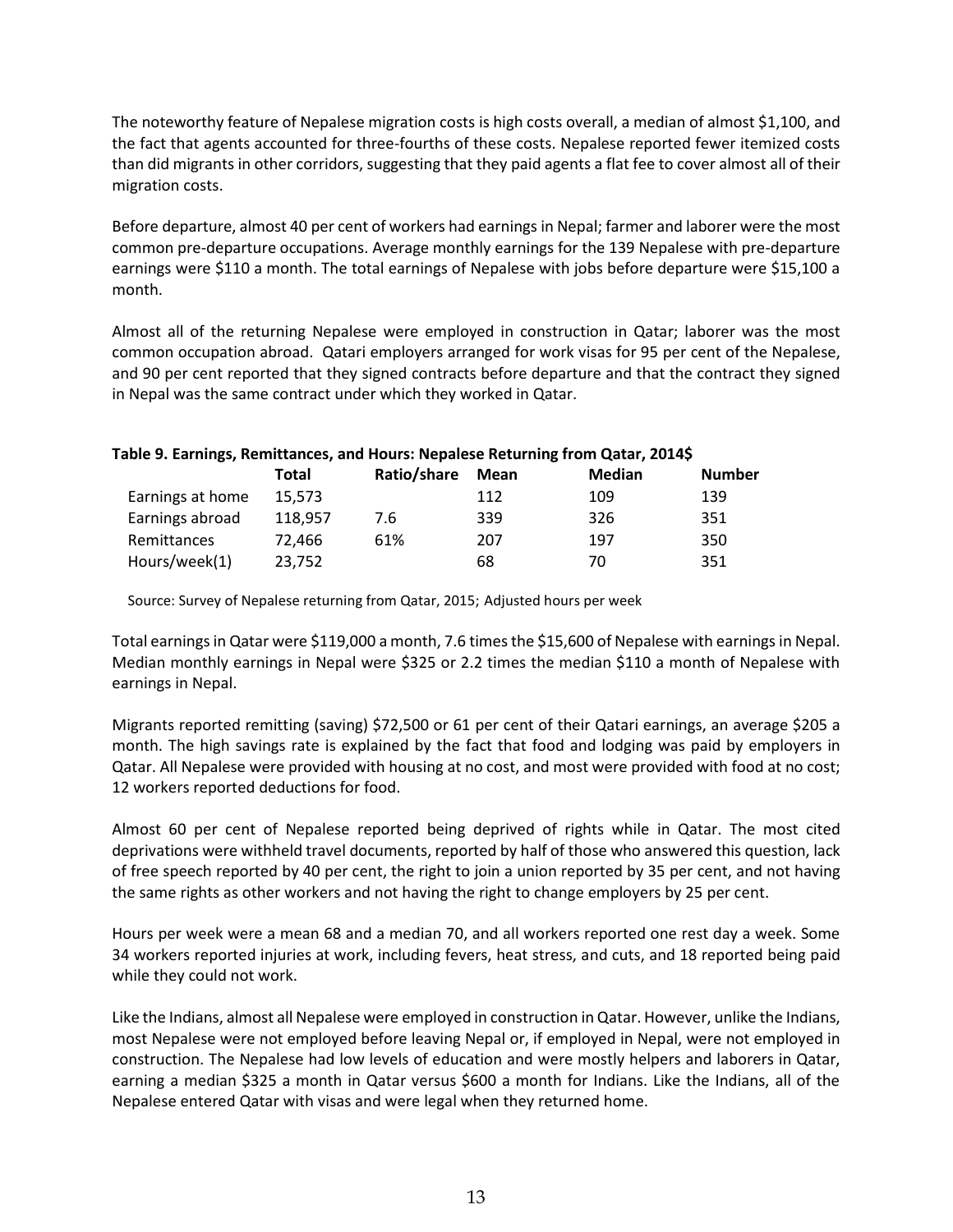The noteworthy feature of Nepalese migration costs is high costs overall, a median of almost $1,100, and the fact that agents accounted for three-fourths of these costs. Nepalese reported fewer itemized costs than did migrants in other corridors, suggesting that they paid agents a flat fee to cover almost all of their migration costs.

Before departure, almost 40 per cent of workers had earnings in Nepal; farmer and laborer were the most common pre-departure occupations. Average monthly earnings for the 139 Nepalese with pre-departure earnings were $110 a month. The total earnings of Nepalese with jobs before departure were $15,100 a month.

Almost all of the returning Nepalese were employed in construction in Qatar; laborer was the most common occupation abroad. Qatari employers arranged for work visas for 95 per cent of the Nepalese, and 90 per cent reported that they signed contracts before departure and that the contract they signed in Nepal was the same contract under which they worked in Qatar.

**Table 9. Earnings, Remittances, and Hours: Nepalese Returning from Qatar, 2014$**

| | Total | Ratio/share | Mean | Median | Number |
|---|---|---|---|---|---|
| Earnings at home | 15,573 | | 112 | 109 | 139 |
| Earnings abroad | 118,957 | 7.6 | 339 | 326 | 351 |
| Remittances | 72,466 | 61% | 207 | 197 | 350 |
| Hours/week(1) | 23,752 | | 68 | 70 | 351 |

Source: Survey of Nepalese returning from Qatar, 2015; Adjusted hours per week

Total earnings in Qatar were $119,000 a month, 7.6 times the $15,600 of Nepalese with earnings in Nepal. Median monthly earnings in Nepal were $325 or 2.2 times the median $110 a month of Nepalese with earnings in Nepal.

Migrants reported remitting (saving) $72,500 or 61 per cent of their Qatari earnings, an average $205 a month. The high savings rate is explained by the fact that food and lodging was paid by employers in Qatar. All Nepalese were provided with housing at no cost, and most were provided with food at no cost; 12 workers reported deductions for food.

Almost 60 per cent of Nepalese reported being deprived of rights while in Qatar. The most cited deprivations were withheld travel documents, reported by half of those who answered this question, lack of free speech reported by 40 per cent, the right to join a union reported by 35 per cent, and not having the same rights as other workers and not having the right to change employers by 25 per cent.

Hours per week were a mean 68 and a median 70, and all workers reported one rest day a week. Some 34 workers reported injuries at work, including fevers, heat stress, and cuts, and 18 reported being paid while they could not work.

Like the Indians, almost all Nepalese were employed in construction in Qatar. However, unlike the Indians, most Nepalese were not employed before leaving Nepal or, if employed in Nepal, were not employed in construction. The Nepalese had low levels of education and were mostly helpers and laborers in Qatar, earning a median $325 a month in Qatar versus $600 a month for Indians. Like the Indians, all of the Nepalese entered Qatar with visas and were legal when they returned home.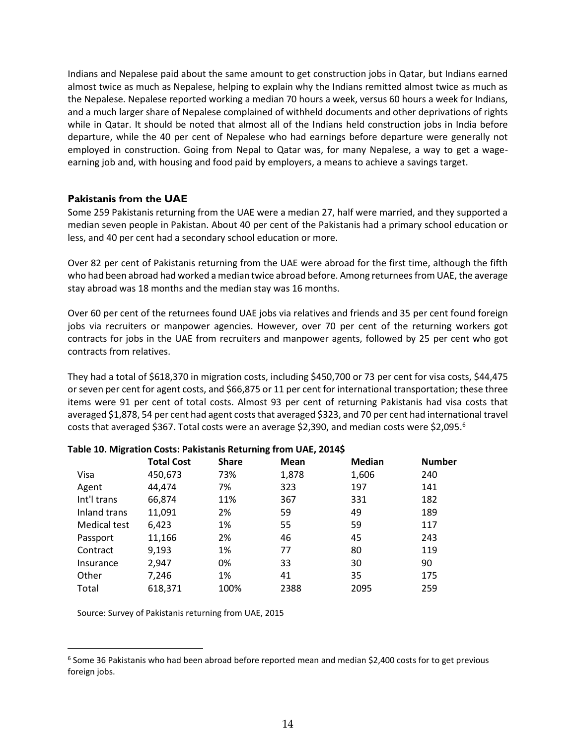Indians and Nepalese paid about the same amount to get construction jobs in Qatar, but Indians earned almost twice as much as Nepalese, helping to explain why the Indians remitted almost twice as much as the Nepalese. Nepalese reported working a median 70 hours a week, versus 60 hours a week for Indians, and a much larger share of Nepalese complained of withheld documents and other deprivations of rights while in Qatar. It should be noted that almost all of the Indians held construction jobs in India before departure, while the 40 per cent of Nepalese who had earnings before departure were generally not employed in construction. Going from Nepal to Qatar was, for many Nepalese, a way to get a wage-earning job and, with housing and food paid by employers, a means to achieve a savings target.

### Pakistanis from the UAE

Some 259 Pakistanis returning from the UAE were a median 27, half were married, and they supported a median seven people in Pakistan. About 40 per cent of the Pakistanis had a primary school education or less, and 40 per cent had a secondary school education or more.

Over 82 per cent of Pakistanis returning from the UAE were abroad for the first time, although the fifth who had been abroad had worked a median twice abroad before. Among returnees from UAE, the average stay abroad was 18 months and the median stay was 16 months.

Over 60 per cent of the returnees found UAE jobs via relatives and friends and 35 per cent found foreign jobs via recruiters or manpower agencies. However, over 70 per cent of the returning workers got contracts for jobs in the UAE from recruiters and manpower agents, followed by 25 per cent who got contracts from relatives.

They had a total of $618,370 in migration costs, including $450,700 or 73 per cent for visa costs, $44,475 or seven per cent for agent costs, and $66,875 or 11 per cent for international transportation; these three items were 91 per cent of total costs. Almost 93 per cent of returning Pakistanis had visa costs that averaged $1,878, 54 per cent had agent costs that averaged $323, and 70 per cent had international travel costs that averaged $367. Total costs were an average $2,390, and median costs were $2,095.[6]

**Table 10. Migration Costs: Pakistanis Returning from UAE, 2014$**

| | Total Cost | Share | Mean | Median | Number |
|---|---|---|---|---|---|
| Visa | 450,673 | 73% | 1,878 | 1,606 | 240 |
| Agent | 44,474 | 7% | 323 | 197 | 141 |
| Int'l trans | 66,874 | 11% | 367 | 331 | 182 |
| Inland trans | 11,091 | 2% | 59 | 49 | 189 |
| Medical test | 6,423 | 1% | 55 | 59 | 117 |
| Passport | 11,166 | 2% | 46 | 45 | 243 |
| Contract | 9,193 | 1% | 77 | 80 | 119 |
| Insurance | 2,947 | 0% | 33 | 30 | 90 |
| Other | 7,246 | 1% | 41 | 35 | 175 |
| Total | 618,371 | 100% | 2388 | 2095 | 259 |

Source: Survey of Pakistanis returning from UAE, 2015

[6] Some 36 Pakistanis who had been abroad before reported mean and median $2,400 costs for to get previous foreign jobs.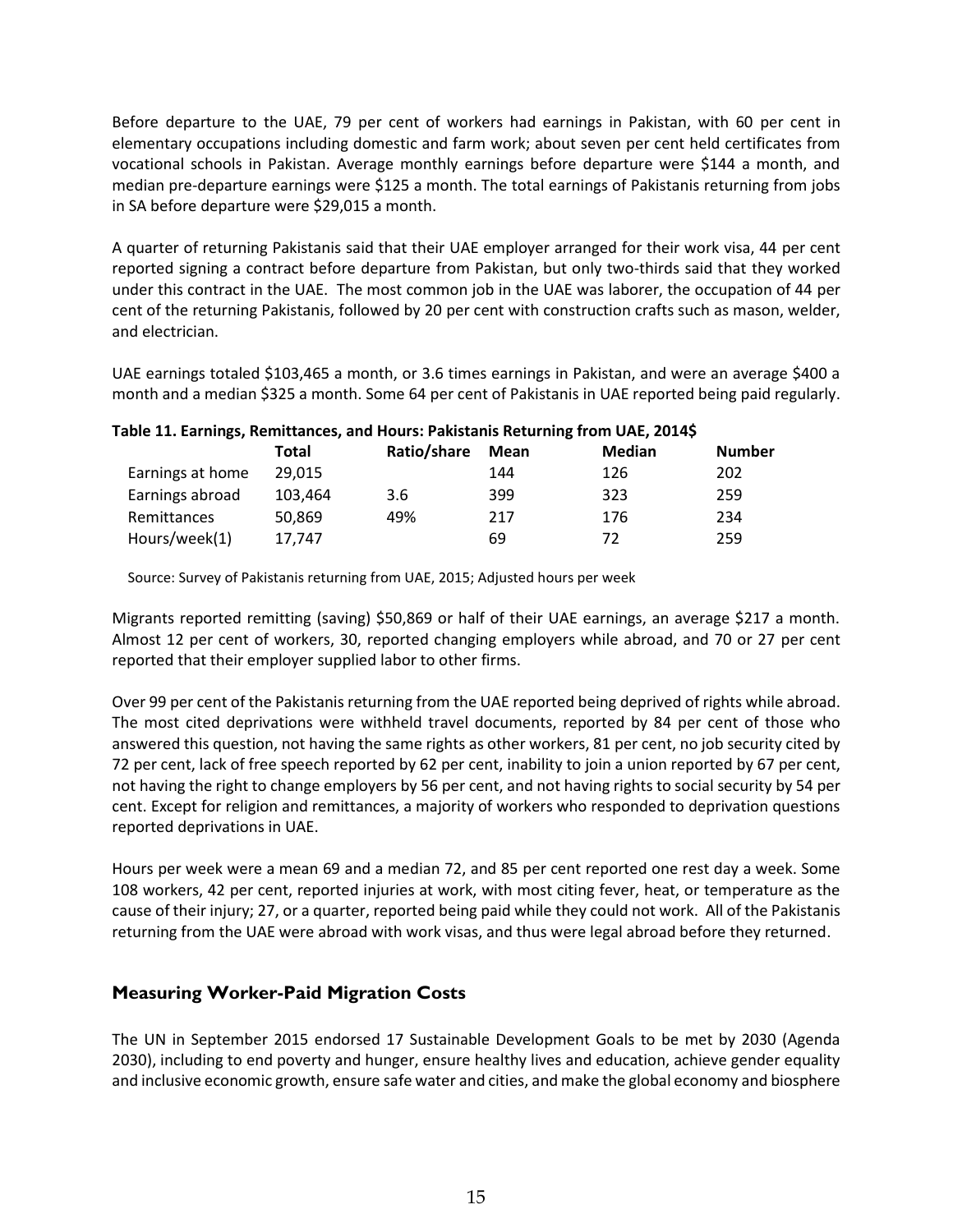Before departure to the UAE, 79 per cent of workers had earnings in Pakistan, with 60 per cent in elementary occupations including domestic and farm work; about seven per cent held certificates from vocational schools in Pakistan. Average monthly earnings before departure were $144 a month, and median pre-departure earnings were $125 a month. The total earnings of Pakistanis returning from jobs in SA before departure were $29,015 a month.

A quarter of returning Pakistanis said that their UAE employer arranged for their work visa, 44 per cent reported signing a contract before departure from Pakistan, but only two-thirds said that they worked under this contract in the UAE. The most common job in the UAE was laborer, the occupation of 44 per cent of the returning Pakistanis, followed by 20 per cent with construction crafts such as mason, welder, and electrician.

UAE earnings totaled $103,465 a month, or 3.6 times earnings in Pakistan, and were an average $400 a month and a median $325 a month. Some 64 per cent of Pakistanis in UAE reported being paid regularly.

**Table 11. Earnings, Remittances, and Hours: Pakistanis Returning from UAE, 2014$**

| | Total | Ratio/share | Mean | Median | Number |
|---|---|---|---|---|---|
| Earnings at home | 29,015 | | 144 | 126 | 202 |
| Earnings abroad | 103,464 | 3.6 | 399 | 323 | 259 |
| Remittances | 50,869 | 49% | 217 | 176 | 234 |
| Hours/week(1) | 17,747 | | 69 | 72 | 259 |

Source: Survey of Pakistanis returning from UAE, 2015; Adjusted hours per week

Migrants reported remitting (saving) $50,869 or half of their UAE earnings, an average $217 a month. Almost 12 per cent of workers, 30, reported changing employers while abroad, and 70 or 27 per cent reported that their employer supplied labor to other firms.

Over 99 per cent of the Pakistanis returning from the UAE reported being deprived of rights while abroad. The most cited deprivations were withheld travel documents, reported by 84 per cent of those who answered this question, not having the same rights as other workers, 81 per cent, no job security cited by 72 per cent, lack of free speech reported by 62 per cent, inability to join a union reported by 67 per cent, not having the right to change employers by 56 per cent, and not having rights to social security by 54 per cent. Except for religion and remittances, a majority of workers who responded to deprivation questions reported deprivations in UAE.

Hours per week were a mean 69 and a median 72, and 85 per cent reported one rest day a week. Some 108 workers, 42 per cent, reported injuries at work, with most citing fever, heat, or temperature as the cause of their injury; 27, or a quarter, reported being paid while they could not work. All of the Pakistanis returning from the UAE were abroad with work visas, and thus were legal abroad before they returned.

## Measuring Worker-Paid Migration Costs

The UN in September 2015 endorsed 17 Sustainable Development Goals to be met by 2030 (Agenda 2030), including to end poverty and hunger, ensure healthy lives and education, achieve gender equality and inclusive economic growth, ensure safe water and cities, and make the global economy and biosphere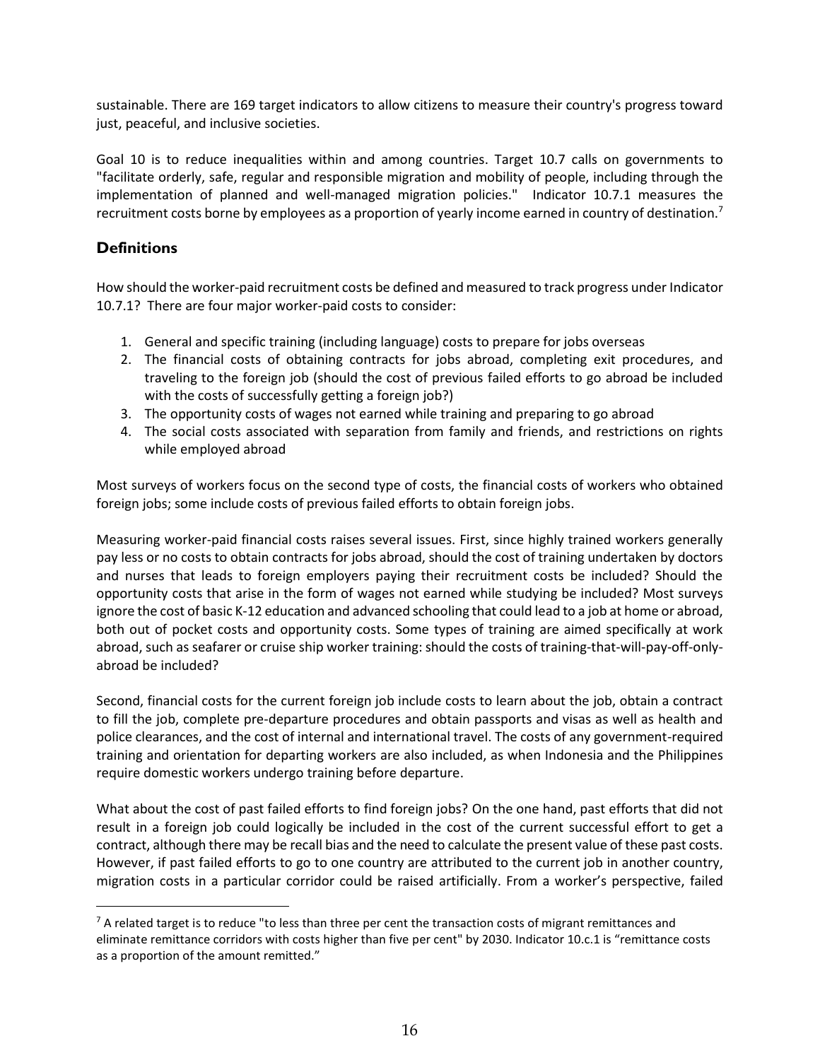sustainable. There are 169 target indicators to allow citizens to measure their country's progress toward just, peaceful, and inclusive societies.

Goal 10 is to reduce inequalities within and among countries. Target 10.7 calls on governments to "facilitate orderly, safe, regular and responsible migration and mobility of people, including through the implementation of planned and well-managed migration policies." Indicator 10.7.1 measures the recruitment costs borne by employees as a proportion of yearly income earned in country of destination.[7]

## Definitions

How should the worker-paid recruitment costs be defined and measured to track progress under Indicator 10.7.1? There are four major worker-paid costs to consider:

1. General and specific training (including language) costs to prepare for jobs overseas
2. The financial costs of obtaining contracts for jobs abroad, completing exit procedures, and traveling to the foreign job (should the cost of previous failed efforts to go abroad be included with the costs of successfully getting a foreign job?)
3. The opportunity costs of wages not earned while training and preparing to go abroad
4. The social costs associated with separation from family and friends, and restrictions on rights while employed abroad

Most surveys of workers focus on the second type of costs, the financial costs of workers who obtained foreign jobs; some include costs of previous failed efforts to obtain foreign jobs.

Measuring worker-paid financial costs raises several issues. First, since highly trained workers generally pay less or no costs to obtain contracts for jobs abroad, should the cost of training undertaken by doctors and nurses that leads to foreign employers paying their recruitment costs be included? Should the opportunity costs that arise in the form of wages not earned while studying be included? Most surveys ignore the cost of basic K-12 education and advanced schooling that could lead to a job at home or abroad, both out of pocket costs and opportunity costs. Some types of training are aimed specifically at work abroad, such as seafarer or cruise ship worker training: should the costs of training-that-will-pay-off-only-abroad be included?

Second, financial costs for the current foreign job include costs to learn about the job, obtain a contract to fill the job, complete pre-departure procedures and obtain passports and visas as well as health and police clearances, and the cost of internal and international travel. The costs of any government-required training and orientation for departing workers are also included, as when Indonesia and the Philippines require domestic workers undergo training before departure.

What about the cost of past failed efforts to find foreign jobs? On the one hand, past efforts that did not result in a foreign job could logically be included in the cost of the current successful effort to get a contract, although there may be recall bias and the need to calculate the present value of these past costs. However, if past failed efforts to go to one country are attributed to the current job in another country, migration costs in a particular corridor could be raised artificially. From a worker's perspective, failed

[7] A related target is to reduce "to less than three per cent the transaction costs of migrant remittances and eliminate remittance corridors with costs higher than five per cent" by 2030. Indicator 10.c.1 is "remittance costs as a proportion of the amount remitted."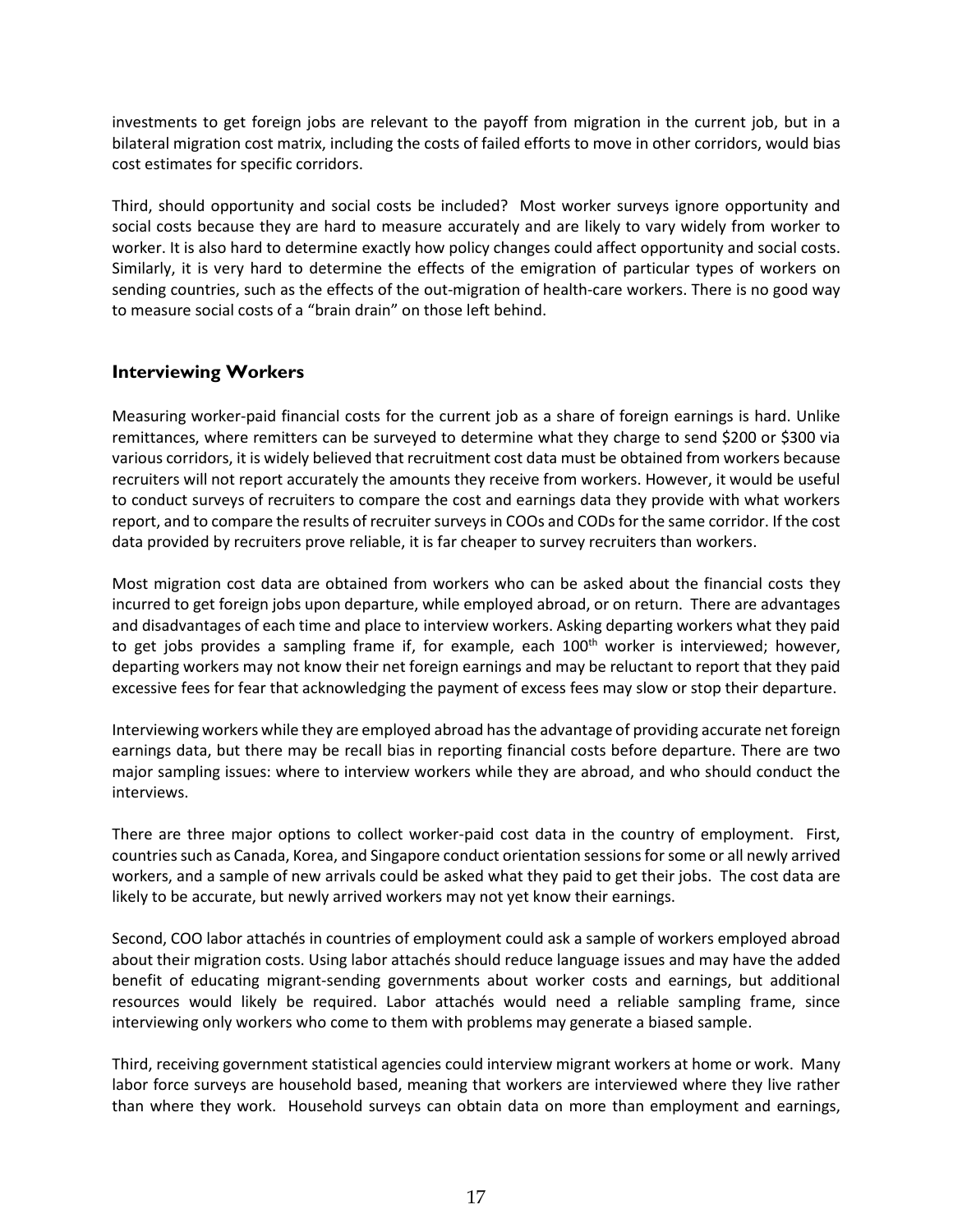investments to get foreign jobs are relevant to the payoff from migration in the current job, but in a bilateral migration cost matrix, including the costs of failed efforts to move in other corridors, would bias cost estimates for specific corridors.

Third, should opportunity and social costs be included? Most worker surveys ignore opportunity and social costs because they are hard to measure accurately and are likely to vary widely from worker to worker. It is also hard to determine exactly how policy changes could affect opportunity and social costs. Similarly, it is very hard to determine the effects of the emigration of particular types of workers on sending countries, such as the effects of the out-migration of health-care workers. There is no good way to measure social costs of a "brain drain" on those left behind.

## Interviewing Workers

Measuring worker-paid financial costs for the current job as a share of foreign earnings is hard. Unlike remittances, where remitters can be surveyed to determine what they charge to send $200 or $300 via various corridors, it is widely believed that recruitment cost data must be obtained from workers because recruiters will not report accurately the amounts they receive from workers. However, it would be useful to conduct surveys of recruiters to compare the cost and earnings data they provide with what workers report, and to compare the results of recruiter surveys in COOs and CODs for the same corridor. If the cost data provided by recruiters prove reliable, it is far cheaper to survey recruiters than workers.

Most migration cost data are obtained from workers who can be asked about the financial costs they incurred to get foreign jobs upon departure, while employed abroad, or on return. There are advantages and disadvantages of each time and place to interview workers. Asking departing workers what they paid to get jobs provides a sampling frame if, for example, each 100th worker is interviewed; however, departing workers may not know their net foreign earnings and may be reluctant to report that they paid excessive fees for fear that acknowledging the payment of excess fees may slow or stop their departure.

Interviewing workers while they are employed abroad has the advantage of providing accurate net foreign earnings data, but there may be recall bias in reporting financial costs before departure. There are two major sampling issues: where to interview workers while they are abroad, and who should conduct the interviews.

There are three major options to collect worker-paid cost data in the country of employment. First, countries such as Canada, Korea, and Singapore conduct orientation sessions for some or all newly arrived workers, and a sample of new arrivals could be asked what they paid to get their jobs. The cost data are likely to be accurate, but newly arrived workers may not yet know their earnings.

Second, COO labor attachés in countries of employment could ask a sample of workers employed abroad about their migration costs. Using labor attachés should reduce language issues and may have the added benefit of educating migrant-sending governments about worker costs and earnings, but additional resources would likely be required. Labor attachés would need a reliable sampling frame, since interviewing only workers who come to them with problems may generate a biased sample.

Third, receiving government statistical agencies could interview migrant workers at home or work. Many labor force surveys are household based, meaning that workers are interviewed where they live rather than where they work. Household surveys can obtain data on more than employment and earnings,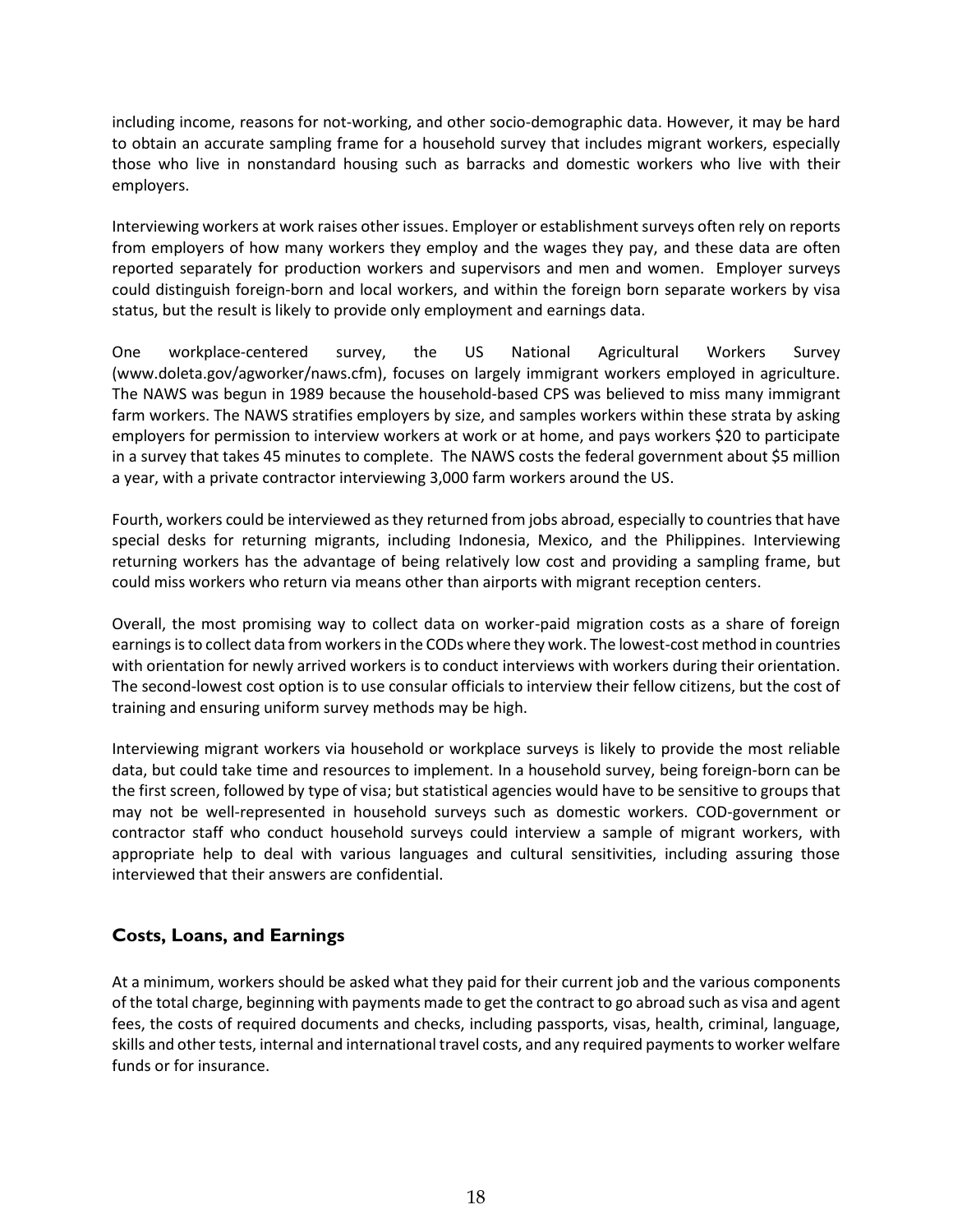including income, reasons for not-working, and other socio-demographic data. However, it may be hard to obtain an accurate sampling frame for a household survey that includes migrant workers, especially those who live in nonstandard housing such as barracks and domestic workers who live with their employers.

Interviewing workers at work raises other issues. Employer or establishment surveys often rely on reports from employers of how many workers they employ and the wages they pay, and these data are often reported separately for production workers and supervisors and men and women. Employer surveys could distinguish foreign-born and local workers, and within the foreign born separate workers by visa status, but the result is likely to provide only employment and earnings data.

One workplace-centered survey, the US National Agricultural Workers Survey (www.doleta.gov/agworker/naws.cfm), focuses on largely immigrant workers employed in agriculture. The NAWS was begun in 1989 because the household-based CPS was believed to miss many immigrant farm workers. The NAWS stratifies employers by size, and samples workers within these strata by asking employers for permission to interview workers at work or at home, and pays workers $20 to participate in a survey that takes 45 minutes to complete. The NAWS costs the federal government about $5 million a year, with a private contractor interviewing 3,000 farm workers around the US.

Fourth, workers could be interviewed as they returned from jobs abroad, especially to countries that have special desks for returning migrants, including Indonesia, Mexico, and the Philippines. Interviewing returning workers has the advantage of being relatively low cost and providing a sampling frame, but could miss workers who return via means other than airports with migrant reception centers.

Overall, the most promising way to collect data on worker-paid migration costs as a share of foreign earnings is to collect data from workers in the CODs where they work. The lowest-cost method in countries with orientation for newly arrived workers is to conduct interviews with workers during their orientation. The second-lowest cost option is to use consular officials to interview their fellow citizens, but the cost of training and ensuring uniform survey methods may be high.

Interviewing migrant workers via household or workplace surveys is likely to provide the most reliable data, but could take time and resources to implement. In a household survey, being foreign-born can be the first screen, followed by type of visa; but statistical agencies would have to be sensitive to groups that may not be well-represented in household surveys such as domestic workers. COD-government or contractor staff who conduct household surveys could interview a sample of migrant workers, with appropriate help to deal with various languages and cultural sensitivities, including assuring those interviewed that their answers are confidential.

## Costs, Loans, and Earnings

At a minimum, workers should be asked what they paid for their current job and the various components of the total charge, beginning with payments made to get the contract to go abroad such as visa and agent fees, the costs of required documents and checks, including passports, visas, health, criminal, language, skills and other tests, internal and international travel costs, and any required payments to worker welfare funds or for insurance.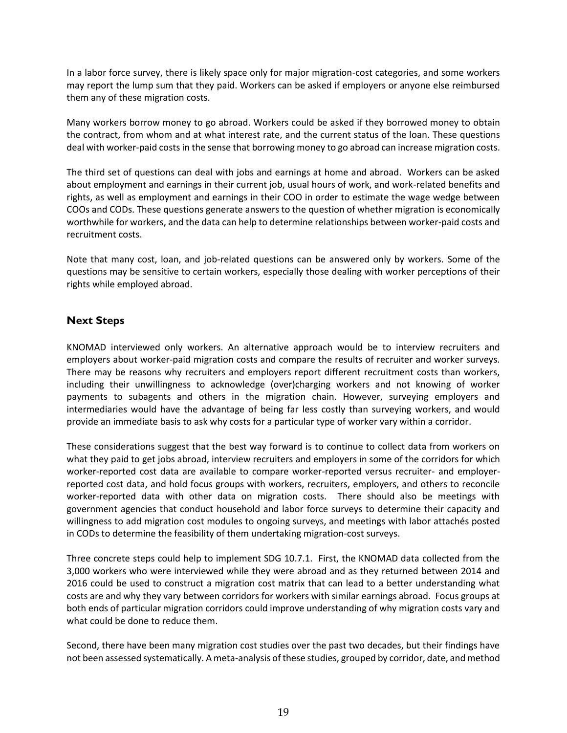In a labor force survey, there is likely space only for major migration-cost categories, and some workers may report the lump sum that they paid. Workers can be asked if employers or anyone else reimbursed them any of these migration costs.

Many workers borrow money to go abroad. Workers could be asked if they borrowed money to obtain the contract, from whom and at what interest rate, and the current status of the loan. These questions deal with worker-paid costs in the sense that borrowing money to go abroad can increase migration costs.

The third set of questions can deal with jobs and earnings at home and abroad. Workers can be asked about employment and earnings in their current job, usual hours of work, and work-related benefits and rights, as well as employment and earnings in their COO in order to estimate the wage wedge between COOs and CODs. These questions generate answers to the question of whether migration is economically worthwhile for workers, and the data can help to determine relationships between worker-paid costs and recruitment costs.

Note that many cost, loan, and job-related questions can be answered only by workers. Some of the questions may be sensitive to certain workers, especially those dealing with worker perceptions of their rights while employed abroad.

## Next Steps

KNOMAD interviewed only workers. An alternative approach would be to interview recruiters and employers about worker-paid migration costs and compare the results of recruiter and worker surveys. There may be reasons why recruiters and employers report different recruitment costs than workers, including their unwillingness to acknowledge (over)charging workers and not knowing of worker payments to subagents and others in the migration chain. However, surveying employers and intermediaries would have the advantage of being far less costly than surveying workers, and would provide an immediate basis to ask why costs for a particular type of worker vary within a corridor.

These considerations suggest that the best way forward is to continue to collect data from workers on what they paid to get jobs abroad, interview recruiters and employers in some of the corridors for which worker-reported cost data are available to compare worker-reported versus recruiter- and employer-reported cost data, and hold focus groups with workers, recruiters, employers, and others to reconcile worker-reported data with other data on migration costs. There should also be meetings with government agencies that conduct household and labor force surveys to determine their capacity and willingness to add migration cost modules to ongoing surveys, and meetings with labor attachés posted in CODs to determine the feasibility of them undertaking migration-cost surveys.

Three concrete steps could help to implement SDG 10.7.1. First, the KNOMAD data collected from the 3,000 workers who were interviewed while they were abroad and as they returned between 2014 and 2016 could be used to construct a migration cost matrix that can lead to a better understanding what costs are and why they vary between corridors for workers with similar earnings abroad. Focus groups at both ends of particular migration corridors could improve understanding of why migration costs vary and what could be done to reduce them.

Second, there have been many migration cost studies over the past two decades, but their findings have not been assessed systematically. A meta-analysis of these studies, grouped by corridor, date, and method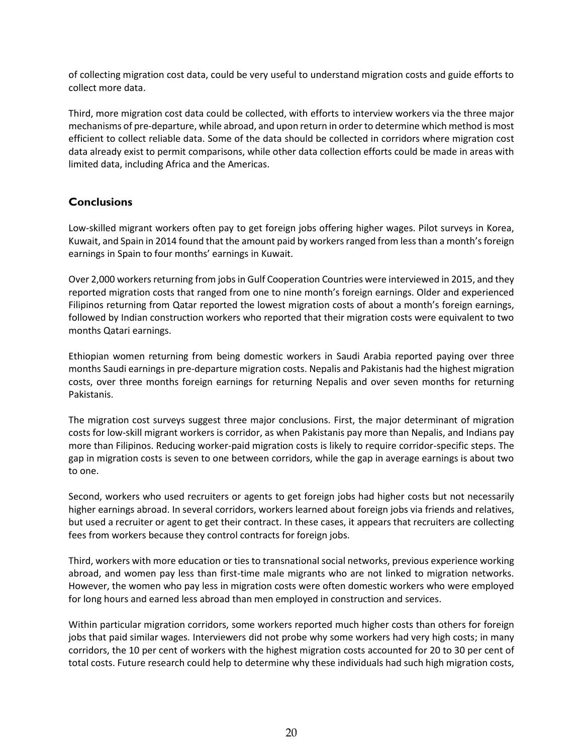of collecting migration cost data, could be very useful to understand migration costs and guide efforts to collect more data.

Third, more migration cost data could be collected, with efforts to interview workers via the three major mechanisms of pre-departure, while abroad, and upon return in order to determine which method is most efficient to collect reliable data. Some of the data should be collected in corridors where migration cost data already exist to permit comparisons, while other data collection efforts could be made in areas with limited data, including Africa and the Americas.

## Conclusions

Low-skilled migrant workers often pay to get foreign jobs offering higher wages. Pilot surveys in Korea, Kuwait, and Spain in 2014 found that the amount paid by workers ranged from less than a month's foreign earnings in Spain to four months' earnings in Kuwait.

Over 2,000 workers returning from jobs in Gulf Cooperation Countries were interviewed in 2015, and they reported migration costs that ranged from one to nine month's foreign earnings. Older and experienced Filipinos returning from Qatar reported the lowest migration costs of about a month's foreign earnings, followed by Indian construction workers who reported that their migration costs were equivalent to two months Qatari earnings.

Ethiopian women returning from being domestic workers in Saudi Arabia reported paying over three months Saudi earnings in pre-departure migration costs. Nepalis and Pakistanis had the highest migration costs, over three months foreign earnings for returning Nepalis and over seven months for returning Pakistanis.

The migration cost surveys suggest three major conclusions. First, the major determinant of migration costs for low-skill migrant workers is corridor, as when Pakistanis pay more than Nepalis, and Indians pay more than Filipinos. Reducing worker-paid migration costs is likely to require corridor-specific steps. The gap in migration costs is seven to one between corridors, while the gap in average earnings is about two to one.

Second, workers who used recruiters or agents to get foreign jobs had higher costs but not necessarily higher earnings abroad. In several corridors, workers learned about foreign jobs via friends and relatives, but used a recruiter or agent to get their contract. In these cases, it appears that recruiters are collecting fees from workers because they control contracts for foreign jobs.

Third, workers with more education or ties to transnational social networks, previous experience working abroad, and women pay less than first-time male migrants who are not linked to migration networks. However, the women who pay less in migration costs were often domestic workers who were employed for long hours and earned less abroad than men employed in construction and services.

Within particular migration corridors, some workers reported much higher costs than others for foreign jobs that paid similar wages. Interviewers did not probe why some workers had very high costs; in many corridors, the 10 per cent of workers with the highest migration costs accounted for 20 to 30 per cent of total costs. Future research could help to determine why these individuals had such high migration costs,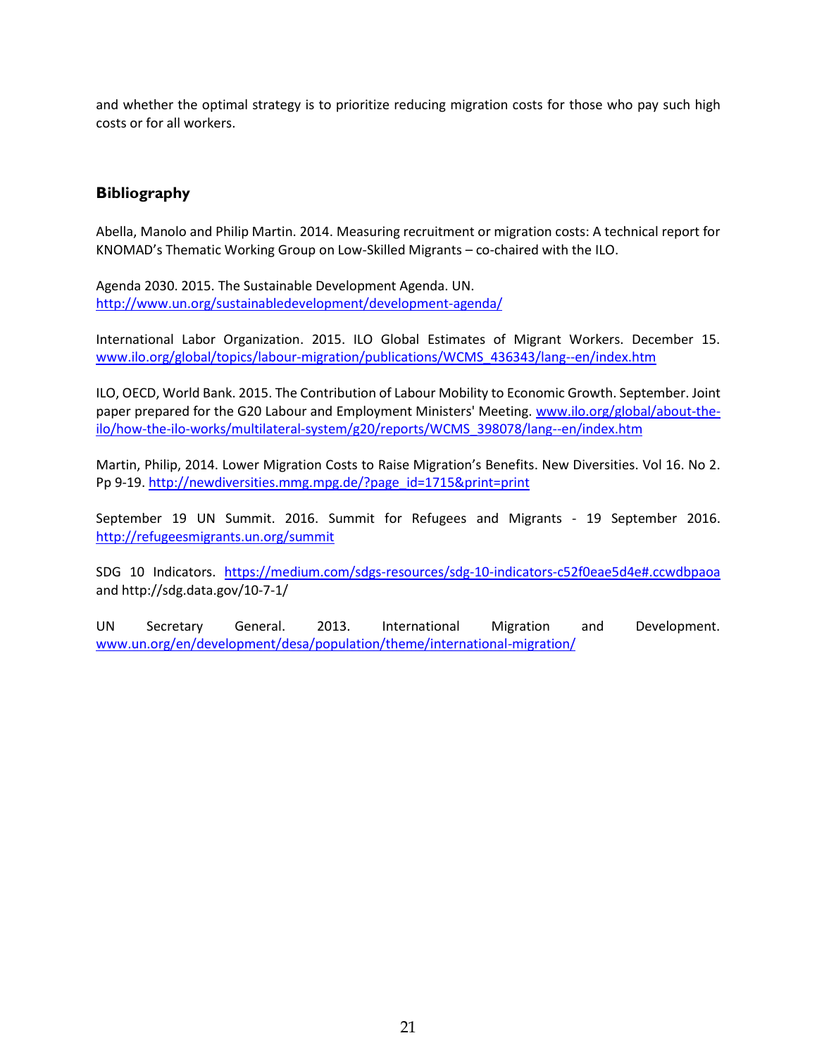and whether the optimal strategy is to prioritize reducing migration costs for those who pay such high costs or for all workers.

## Bibliography

Abella, Manolo and Philip Martin. 2014. Measuring recruitment or migration costs: A technical report for KNOMAD's Thematic Working Group on Low-Skilled Migrants – co-chaired with the ILO.

Agenda 2030. 2015. The Sustainable Development Agenda. UN. http://www.un.org/sustainabledevelopment/development-agenda/

International Labor Organization. 2015. ILO Global Estimates of Migrant Workers. December 15. www.ilo.org/global/topics/labour-migration/publications/WCMS_436343/lang--en/index.htm

ILO, OECD, World Bank. 2015. The Contribution of Labour Mobility to Economic Growth. September. Joint paper prepared for the G20 Labour and Employment Ministers' Meeting. www.ilo.org/global/about-the-ilo/how-the-ilo-works/multilateral-system/g20/reports/WCMS_398078/lang--en/index.htm

Martin, Philip, 2014. Lower Migration Costs to Raise Migration's Benefits. New Diversities. Vol 16. No 2. Pp 9-19. http://newdiversities.mmg.mpg.de/?page_id=1715&print=print

September 19 UN Summit. 2016. Summit for Refugees and Migrants - 19 September 2016. http://refugeesmigrants.un.org/summit

SDG 10 Indicators. https://medium.com/sdgs-resources/sdg-10-indicators-c52f0eae5d4e#.ccwdbpaoa and http://sdg.data.gov/10-7-1/

UN Secretary General. 2013. International Migration and Development. www.un.org/en/development/desa/population/theme/international-migration/